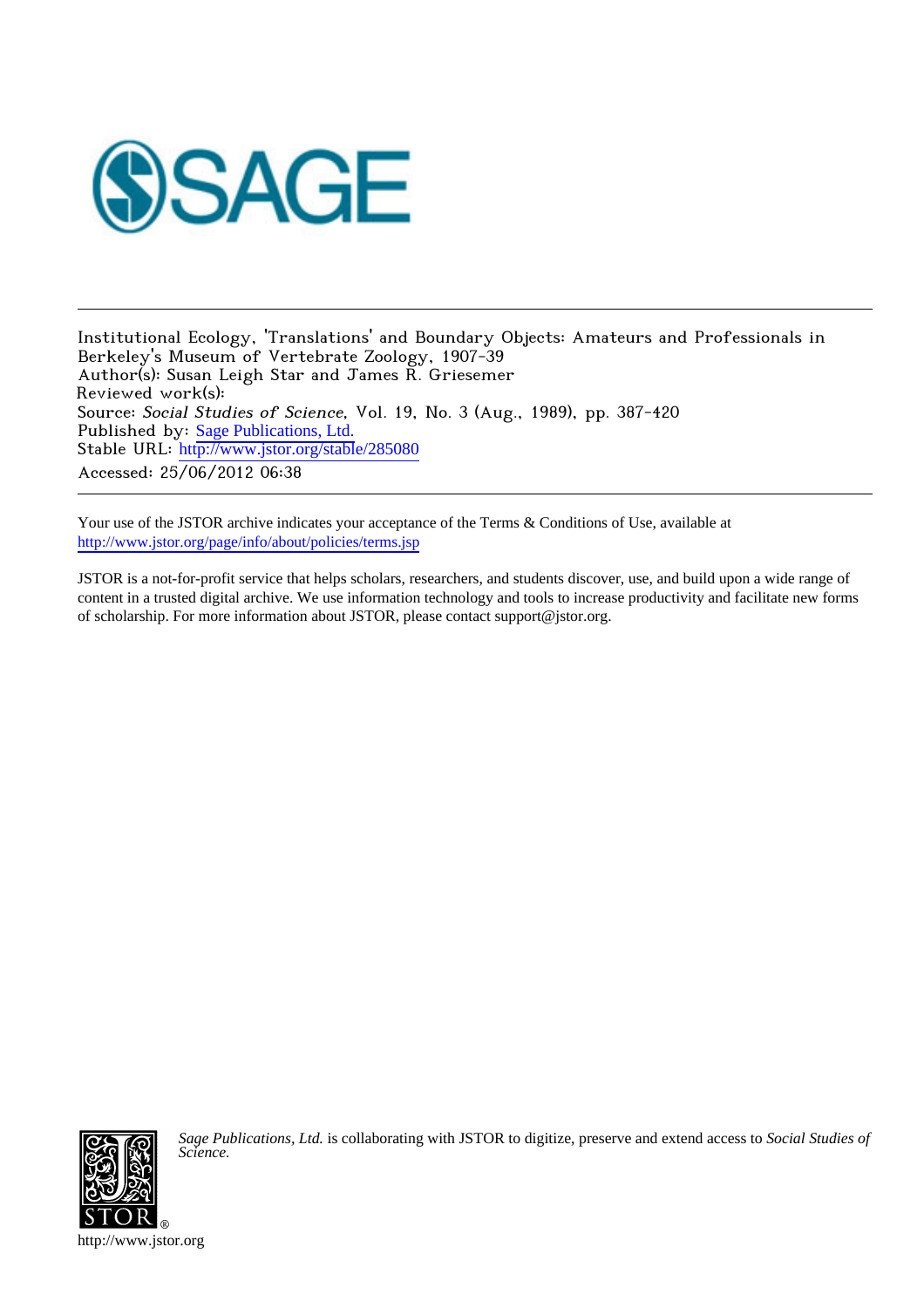Institutional Ecology, 'Translations' and Boundary Objects: Amateurs and Professionals in Berkeley's Museum of Vertebrate Zoology, 1907-39
Author(s): Susan Leigh Star and James R. Griesemer
Reviewed work(s):
Source: *Social Studies of Science*, Vol. 19, No. 3 (Aug., 1989), pp. 387-420
Published by: Sage Publications, Ltd.
Stable URL: http://www.jstor.org/stable/285080
Accessed: 25/06/2012 06:38

---

Your use of the JSTOR archive indicates your acceptance of the Terms & Conditions of Use, available at
http://www.jstor.org/page/info/about/policies/terms.jsp

JSTOR is a not-for-profit service that helps scholars, researchers, and students discover, use, and build upon a wide range of content in a trusted digital archive. We use information technology and tools to increase productivity and facilitate new forms of scholarship. For more information about JSTOR, please contact support@jstor.org.

*Sage Publications, Ltd.* is collaborating with JSTOR to digitize, preserve and extend access to *Social Studies of Science.*

http://www.jstor.org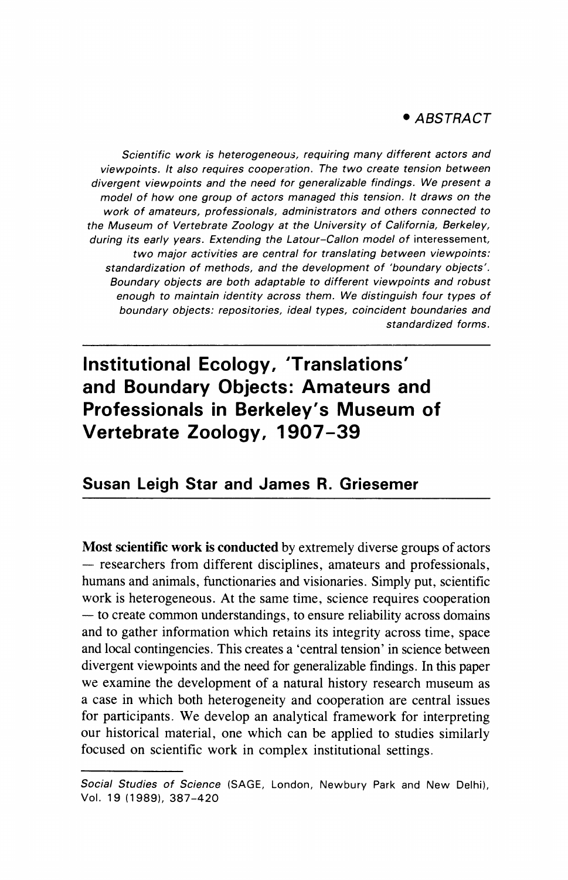*• ABSTRACT*

*Scientific work is heterogeneous, requiring many different actors and viewpoints. It also requires cooperation. The two create tension between divergent viewpoints and the need for generalizable findings. We present a model of how one group of actors managed this tension. It draws on the work of amateurs, professionals, administrators and others connected to the Museum of Vertebrate Zoology at the University of California, Berkeley, during its early years. Extending the Latour–Callon model of* interessement, *two major activities are central for translating between viewpoints: standardization of methods, and the development of 'boundary objects'. Boundary objects are both adaptable to different viewpoints and robust enough to maintain identity across them. We distinguish four types of boundary objects: repositories, ideal types, coincident boundaries and standardized forms.*

# Institutional Ecology, 'Translations' and Boundary Objects: Amateurs and Professionals in Berkeley's Museum of Vertebrate Zoology, 1907–39

## Susan Leigh Star and James R. Griesemer

**Most scientific work is conducted** by extremely diverse groups of actors — researchers from different disciplines, amateurs and professionals, humans and animals, functionaries and visionaries. Simply put, scientific work is heterogeneous. At the same time, science requires cooperation — to create common understandings, to ensure reliability across domains and to gather information which retains its integrity across time, space and local contingencies. This creates a 'central tension' in science between divergent viewpoints and the need for generalizable findings. In this paper we examine the development of a natural history research museum as a case in which both heterogeneity and cooperation are central issues for participants. We develop an analytical framework for interpreting our historical material, one which can be applied to studies similarly focused on scientific work in complex institutional settings.

*Social Studies of Science* (SAGE, London, Newbury Park and New Delhi), Vol. 19 (1989), 387–420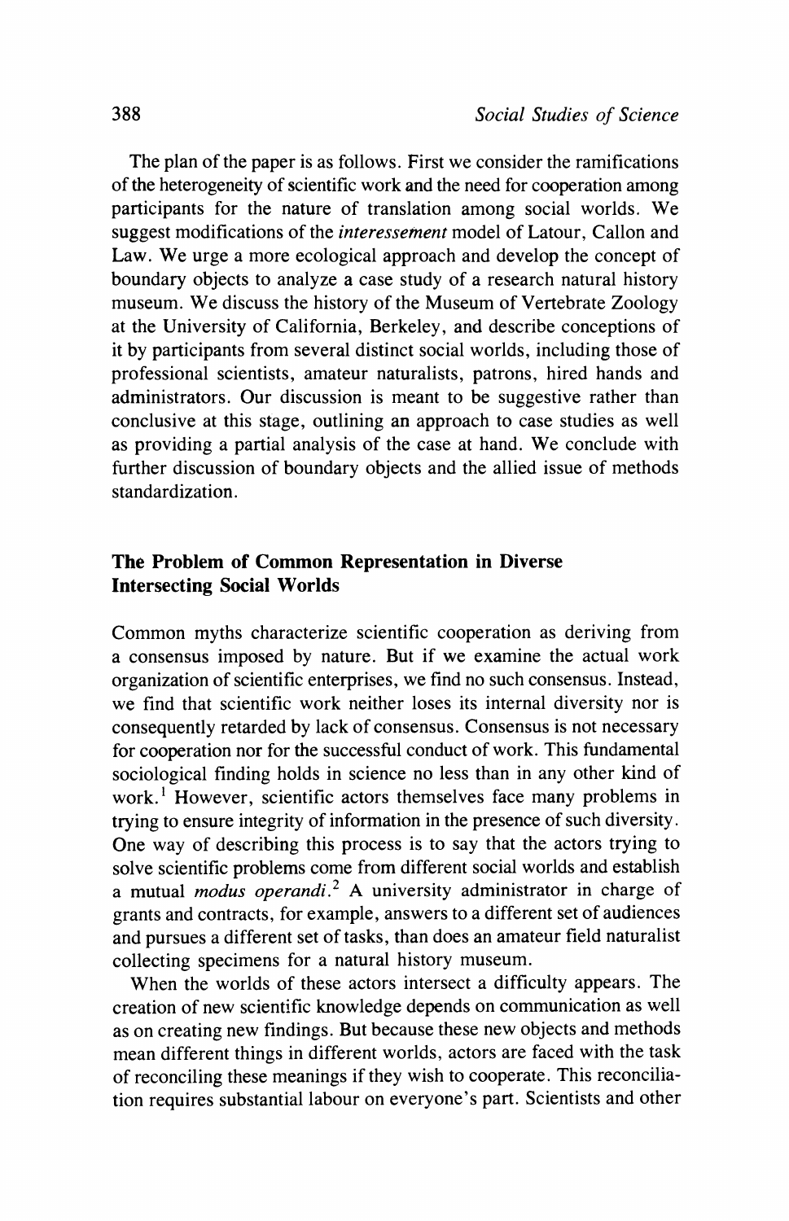The plan of the paper is as follows. First we consider the ramifications of the heterogeneity of scientific work and the need for cooperation among participants for the nature of translation among social worlds. We suggest modifications of the *interessement* model of Latour, Callon and Law. We urge a more ecological approach and develop the concept of boundary objects to analyze a case study of a research natural history museum. We discuss the history of the Museum of Vertebrate Zoology at the University of California, Berkeley, and describe conceptions of it by participants from several distinct social worlds, including those of professional scientists, amateur naturalists, patrons, hired hands and administrators. Our discussion is meant to be suggestive rather than conclusive at this stage, outlining an approach to case studies as well as providing a partial analysis of the case at hand. We conclude with further discussion of boundary objects and the allied issue of methods standardization.

## The Problem of Common Representation in Diverse Intersecting Social Worlds

Common myths characterize scientific cooperation as deriving from a consensus imposed by nature. But if we examine the actual work organization of scientific enterprises, we find no such consensus. Instead, we find that scientific work neither loses its internal diversity nor is consequently retarded by lack of consensus. Consensus is not necessary for cooperation nor for the successful conduct of work. This fundamental sociological finding holds in science no less than in any other kind of work.[1] However, scientific actors themselves face many problems in trying to ensure integrity of information in the presence of such diversity. One way of describing this process is to say that the actors trying to solve scientific problems come from different social worlds and establish a mutual *modus operandi*.[2] A university administrator in charge of grants and contracts, for example, answers to a different set of audiences and pursues a different set of tasks, than does an amateur field naturalist collecting specimens for a natural history museum.

When the worlds of these actors intersect a difficulty appears. The creation of new scientific knowledge depends on communication as well as on creating new findings. But because these new objects and methods mean different things in different worlds, actors are faced with the task of reconciling these meanings if they wish to cooperate. This reconciliation requires substantial labour on everyone's part. Scientists and other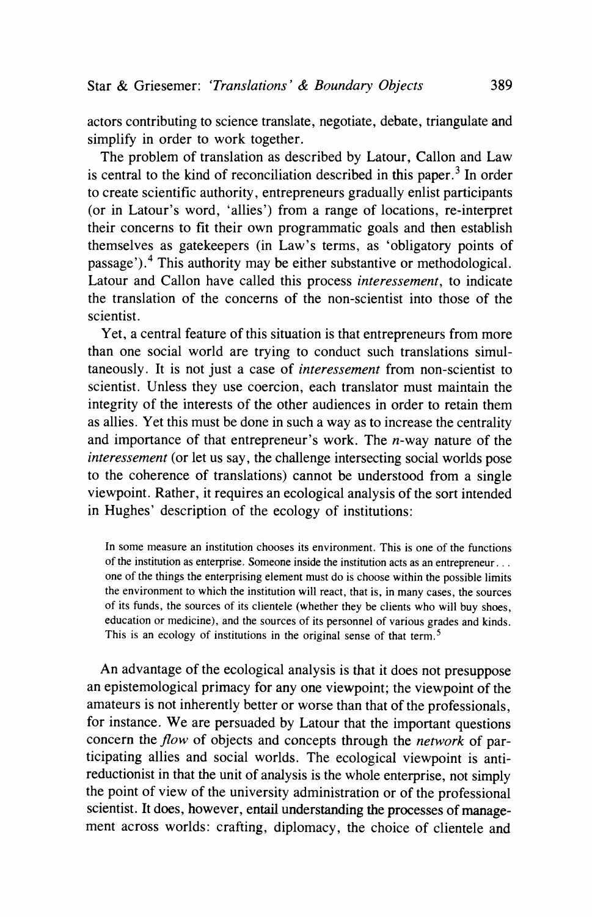actors contributing to science translate, negotiate, debate, triangulate and simplify in order to work together.

The problem of translation as described by Latour, Callon and Law is central to the kind of reconciliation described in this paper.[3] In order to create scientific authority, entrepreneurs gradually enlist participants (or in Latour's word, 'allies') from a range of locations, re-interpret their concerns to fit their own programmatic goals and then establish themselves as gatekeepers (in Law's terms, as 'obligatory points of passage').[4] This authority may be either substantive or methodological. Latour and Callon have called this process *interessement*, to indicate the translation of the concerns of the non-scientist into those of the scientist.

Yet, a central feature of this situation is that entrepreneurs from more than one social world are trying to conduct such translations simultaneously. It is not just a case of *interessement* from non-scientist to scientist. Unless they use coercion, each translator must maintain the integrity of the interests of the other audiences in order to retain them as allies. Yet this must be done in such a way as to increase the centrality and importance of that entrepreneur's work. The *n*-way nature of the *interessement* (or let us say, the challenge intersecting social worlds pose to the coherence of translations) cannot be understood from a single viewpoint. Rather, it requires an ecological analysis of the sort intended in Hughes' description of the ecology of institutions:

> In some measure an institution chooses its environment. This is one of the functions of the institution as enterprise. Someone inside the institution acts as an entrepreneur... one of the things the enterprising element must do is choose within the possible limits the environment to which the institution will react, that is, in many cases, the sources of its funds, the sources of its clientele (whether they be clients who will buy shoes, education or medicine), and the sources of its personnel of various grades and kinds. This is an ecology of institutions in the original sense of that term.[5]

An advantage of the ecological analysis is that it does not presuppose an epistemological primacy for any one viewpoint; the viewpoint of the amateurs is not inherently better or worse than that of the professionals, for instance. We are persuaded by Latour that the important questions concern the *flow* of objects and concepts through the *network* of participating allies and social worlds. The ecological viewpoint is anti-reductionist in that the unit of analysis is the whole enterprise, not simply the point of view of the university administration or of the professional scientist. It does, however, entail understanding the processes of management across worlds: crafting, diplomacy, the choice of clientele and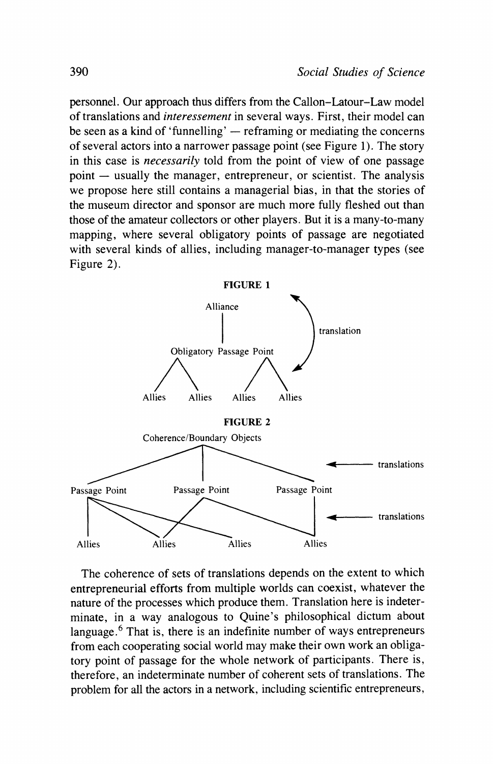personnel. Our approach thus differs from the Callon–Latour–Law model of translations and *interessement* in several ways. First, their model can be seen as a kind of 'funnelling' — reframing or mediating the concerns of several actors into a narrower passage point (see Figure 1). The story in this case is *necessarily* told from the point of view of one passage point — usually the manager, entrepreneur, or scientist. The analysis we propose here still contains a managerial bias, in that the stories of the museum director and sponsor are much more fully fleshed out than those of the amateur collectors or other players. But it is a many-to-many mapping, where several obligatory points of passage are negotiated with several kinds of allies, including manager-to-manager types (see Figure 2).

**FIGURE 1**

Alliance

translation

Obligatory Passage Point

Allies Allies Allies Allies

**FIGURE 2**

Coherence/Boundary Objects

translations

Passage Point Passage Point Passage Point

translations

Allies Allies Allies Allies

The coherence of sets of translations depends on the extent to which entrepreneurial efforts from multiple worlds can coexist, whatever the nature of the processes which produce them. Translation here is indeterminate, in a way analogous to Quine's philosophical dictum about language.[6] That is, there is an indefinite number of ways entrepreneurs from each cooperating social world may make their own work an obligatory point of passage for the whole network of participants. There is, therefore, an indeterminate number of coherent sets of translations. The problem for all the actors in a network, including scientific entrepreneurs,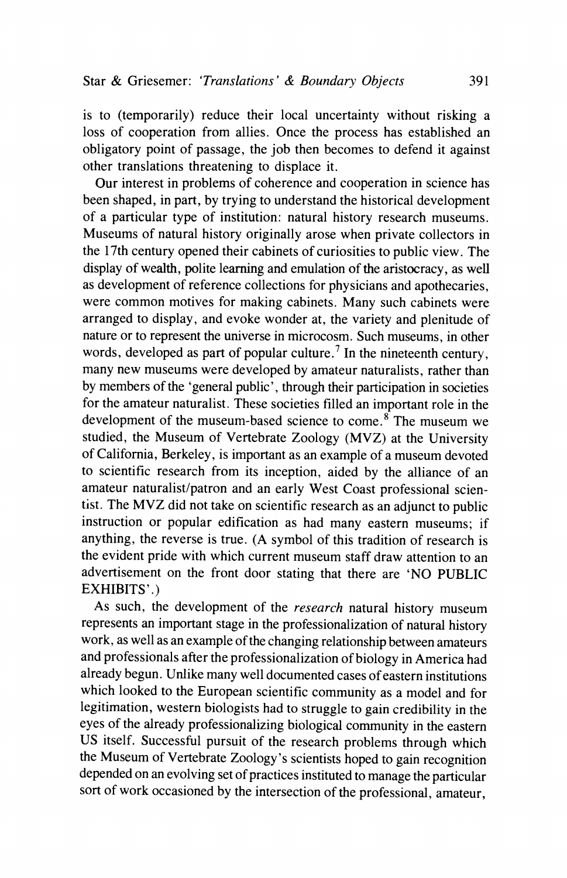is to (temporarily) reduce their local uncertainty without risking a loss of cooperation from allies. Once the process has established an obligatory point of passage, the job then becomes to defend it against other translations threatening to displace it.

Our interest in problems of coherence and cooperation in science has been shaped, in part, by trying to understand the historical development of a particular type of institution: natural history research museums. Museums of natural history originally arose when private collectors in the 17th century opened their cabinets of curiosities to public view. The display of wealth, polite learning and emulation of the aristocracy, as well as development of reference collections for physicians and apothecaries, were common motives for making cabinets. Many such cabinets were arranged to display, and evoke wonder at, the variety and plenitude of nature or to represent the universe in microcosm. Such museums, in other words, developed as part of popular culture.[7] In the nineteenth century, many new museums were developed by amateur naturalists, rather than by members of the 'general public', through their participation in societies for the amateur naturalist. These societies filled an important role in the development of the museum-based science to come.[8] The museum we studied, the Museum of Vertebrate Zoology (MVZ) at the University of California, Berkeley, is important as an example of a museum devoted to scientific research from its inception, aided by the alliance of an amateur naturalist/patron and an early West Coast professional scientist. The MVZ did not take on scientific research as an adjunct to public instruction or popular edification as had many eastern museums; if anything, the reverse is true. (A symbol of this tradition of research is the evident pride with which current museum staff draw attention to an advertisement on the front door stating that there are 'NO PUBLIC EXHIBITS'.)

As such, the development of the *research* natural history museum represents an important stage in the professionalization of natural history work, as well as an example of the changing relationship between amateurs and professionals after the professionalization of biology in America had already begun. Unlike many well documented cases of eastern institutions which looked to the European scientific community as a model and for legitimation, western biologists had to struggle to gain credibility in the eyes of the already professionalizing biological community in the eastern US itself. Successful pursuit of the research problems through which the Museum of Vertebrate Zoology's scientists hoped to gain recognition depended on an evolving set of practices instituted to manage the particular sort of work occasioned by the intersection of the professional, amateur,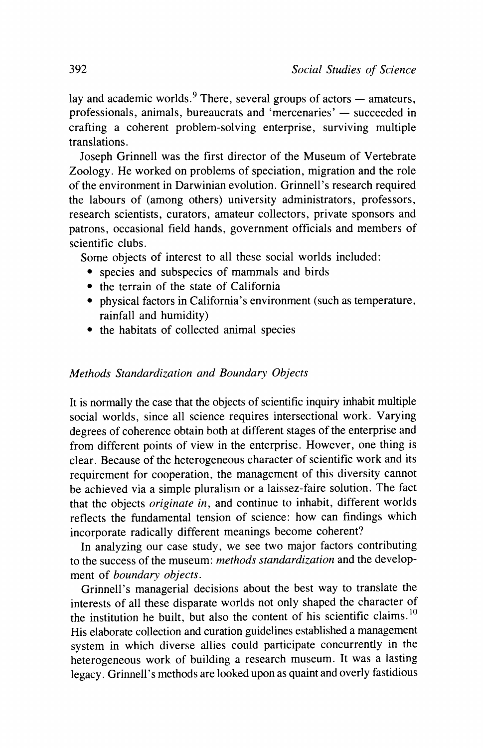lay and academic worlds.[9] There, several groups of actors — amateurs, professionals, animals, bureaucrats and 'mercenaries' — succeeded in crafting a coherent problem-solving enterprise, surviving multiple translations.

Joseph Grinnell was the first director of the Museum of Vertebrate Zoology. He worked on problems of speciation, migration and the role of the environment in Darwinian evolution. Grinnell's research required the labours of (among others) university administrators, professors, research scientists, curators, amateur collectors, private sponsors and patrons, occasional field hands, government officials and members of scientific clubs.

Some objects of interest to all these social worlds included:

- species and subspecies of mammals and birds
- the terrain of the state of California
- physical factors in California's environment (such as temperature, rainfall and humidity)
- the habitats of collected animal species

### *Methods Standardization and Boundary Objects*

It is normally the case that the objects of scientific inquiry inhabit multiple social worlds, since all science requires intersectional work. Varying degrees of coherence obtain both at different stages of the enterprise and from different points of view in the enterprise. However, one thing is clear. Because of the heterogeneous character of scientific work and its requirement for cooperation, the management of this diversity cannot be achieved via a simple pluralism or a laissez-faire solution. The fact that the objects *originate in*, and continue to inhabit, different worlds reflects the fundamental tension of science: how can findings which incorporate radically different meanings become coherent?

In analyzing our case study, we see two major factors contributing to the success of the museum: *methods standardization* and the development of *boundary objects*.

Grinnell's managerial decisions about the best way to translate the interests of all these disparate worlds not only shaped the character of the institution he built, but also the content of his scientific claims.[10] His elaborate collection and curation guidelines established a management system in which diverse allies could participate concurrently in the heterogeneous work of building a research museum. It was a lasting legacy. Grinnell's methods are looked upon as quaint and overly fastidious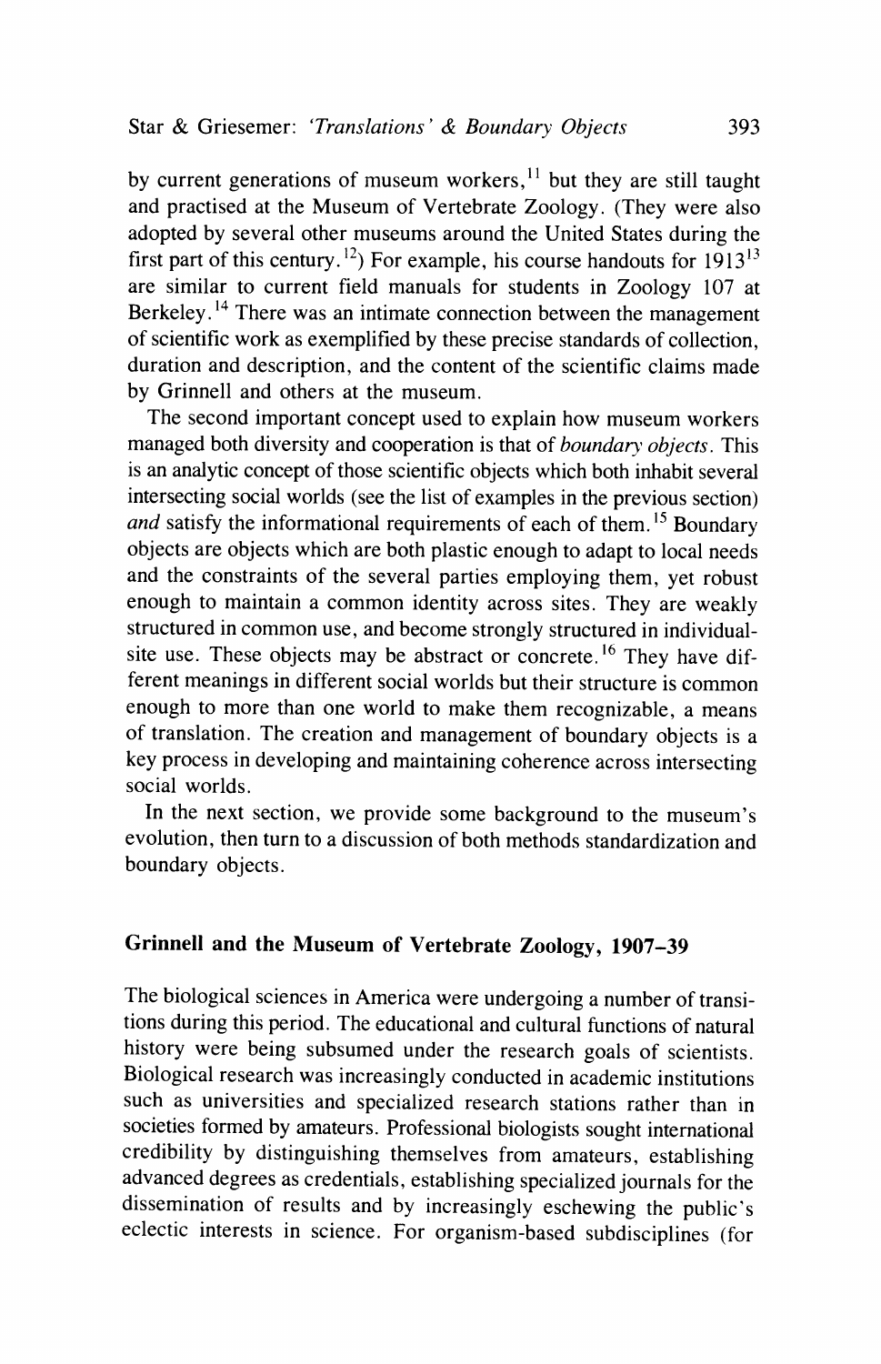by current generations of museum workers,[11] but they are still taught and practised at the Museum of Vertebrate Zoology. (They were also adopted by several other museums around the United States during the first part of this century.[12]) For example, his course handouts for 1913[13] are similar to current field manuals for students in Zoology 107 at Berkeley.[14] There was an intimate connection between the management of scientific work as exemplified by these precise standards of collection, duration and description, and the content of the scientific claims made by Grinnell and others at the museum.

The second important concept used to explain how museum workers managed both diversity and cooperation is that of *boundary objects*. This is an analytic concept of those scientific objects which both inhabit several intersecting social worlds (see the list of examples in the previous section) *and* satisfy the informational requirements of each of them.[15] Boundary objects are objects which are both plastic enough to adapt to local needs and the constraints of the several parties employing them, yet robust enough to maintain a common identity across sites. They are weakly structured in common use, and become strongly structured in individual-site use. These objects may be abstract or concrete.[16] They have different meanings in different social worlds but their structure is common enough to more than one world to make them recognizable, a means of translation. The creation and management of boundary objects is a key process in developing and maintaining coherence across intersecting social worlds.

In the next section, we provide some background to the museum's evolution, then turn to a discussion of both methods standardization and boundary objects.

## Grinnell and the Museum of Vertebrate Zoology, 1907–39

The biological sciences in America were undergoing a number of transitions during this period. The educational and cultural functions of natural history were being subsumed under the research goals of scientists. Biological research was increasingly conducted in academic institutions such as universities and specialized research stations rather than in societies formed by amateurs. Professional biologists sought international credibility by distinguishing themselves from amateurs, establishing advanced degrees as credentials, establishing specialized journals for the dissemination of results and by increasingly eschewing the public's eclectic interests in science. For organism-based subdisciplines (for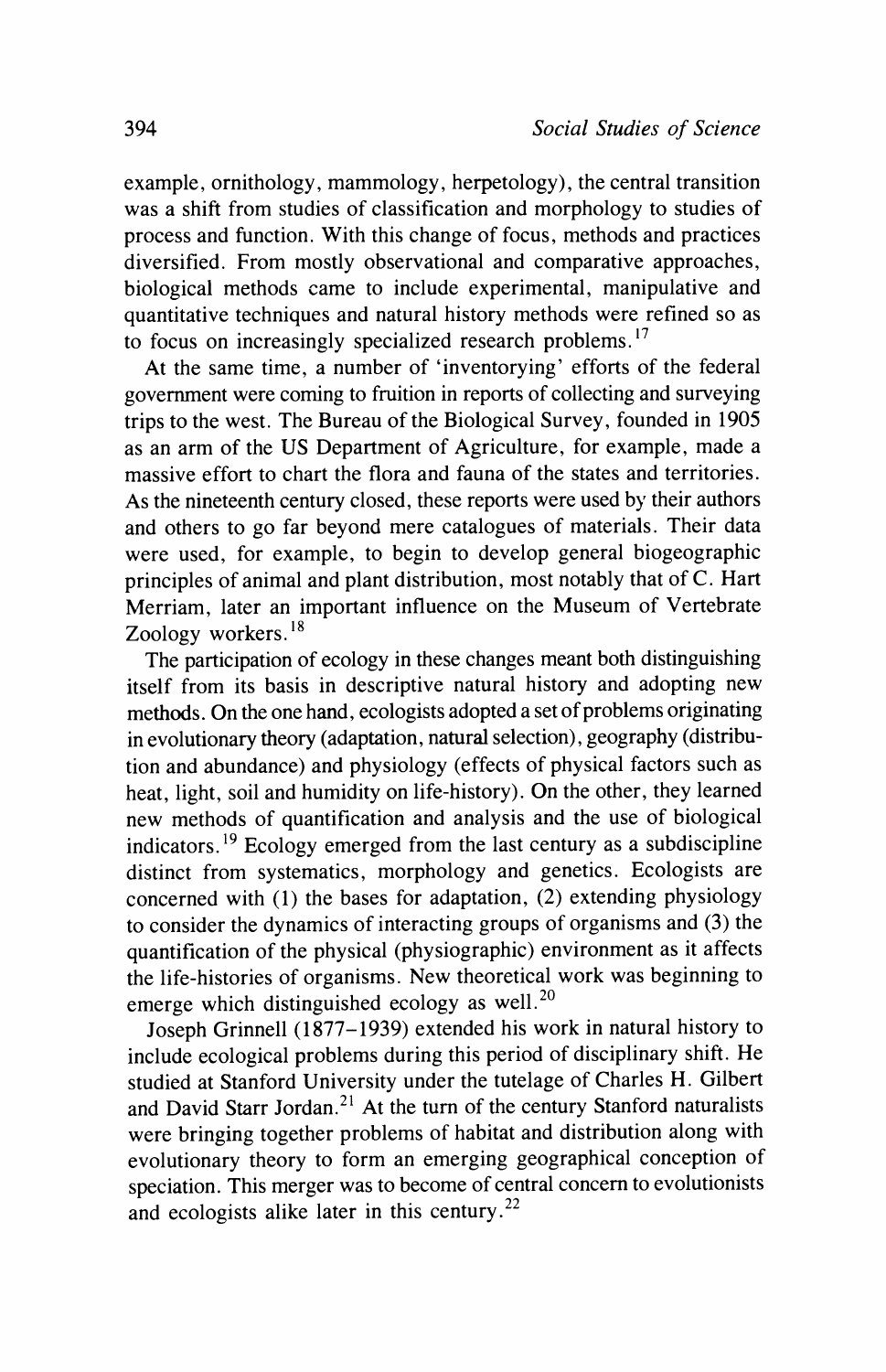example, ornithology, mammology, herpetology), the central transition was a shift from studies of classification and morphology to studies of process and function. With this change of focus, methods and practices diversified. From mostly observational and comparative approaches, biological methods came to include experimental, manipulative and quantitative techniques and natural history methods were refined so as to focus on increasingly specialized research problems.[17]

At the same time, a number of 'inventorying' efforts of the federal government were coming to fruition in reports of collecting and surveying trips to the west. The Bureau of the Biological Survey, founded in 1905 as an arm of the US Department of Agriculture, for example, made a massive effort to chart the flora and fauna of the states and territories. As the nineteenth century closed, these reports were used by their authors and others to go far beyond mere catalogues of materials. Their data were used, for example, to begin to develop general biogeographic principles of animal and plant distribution, most notably that of C. Hart Merriam, later an important influence on the Museum of Vertebrate Zoology workers.[18]

The participation of ecology in these changes meant both distinguishing itself from its basis in descriptive natural history and adopting new methods. On the one hand, ecologists adopted a set of problems originating in evolutionary theory (adaptation, natural selection), geography (distribution and abundance) and physiology (effects of physical factors such as heat, light, soil and humidity on life-history). On the other, they learned new methods of quantification and analysis and the use of biological indicators.[19] Ecology emerged from the last century as a subdiscipline distinct from systematics, morphology and genetics. Ecologists are concerned with (1) the bases for adaptation, (2) extending physiology to consider the dynamics of interacting groups of organisms and (3) the quantification of the physical (physiographic) environment as it affects the life-histories of organisms. New theoretical work was beginning to emerge which distinguished ecology as well.[20]

Joseph Grinnell (1877–1939) extended his work in natural history to include ecological problems during this period of disciplinary shift. He studied at Stanford University under the tutelage of Charles H. Gilbert and David Starr Jordan.[21] At the turn of the century Stanford naturalists were bringing together problems of habitat and distribution along with evolutionary theory to form an emerging geographical conception of speciation. This merger was to become of central concern to evolutionists and ecologists alike later in this century.[22]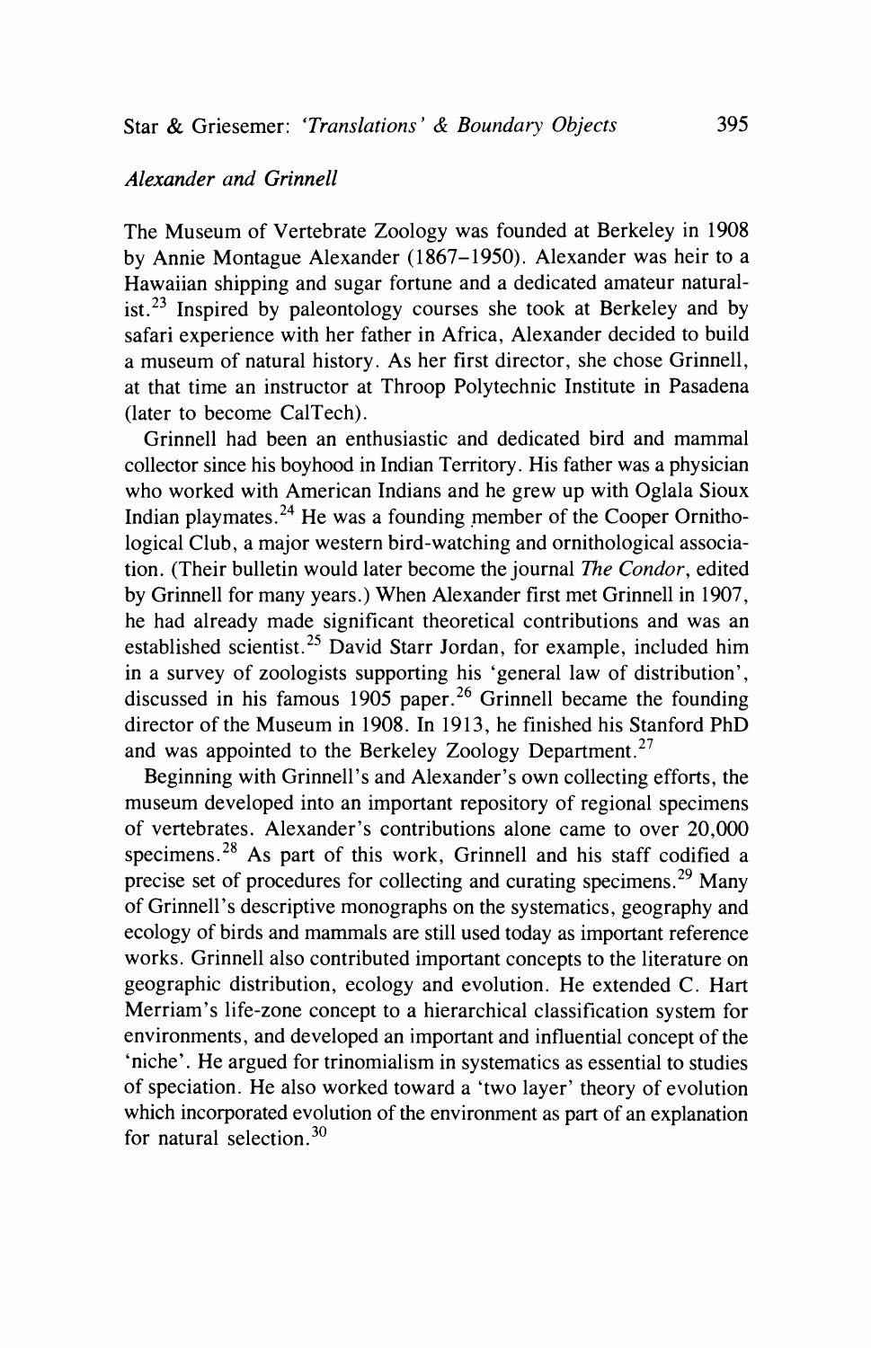### *Alexander and Grinnell*

The Museum of Vertebrate Zoology was founded at Berkeley in 1908 by Annie Montague Alexander (1867–1950). Alexander was heir to a Hawaiian shipping and sugar fortune and a dedicated amateur naturalist.[23] Inspired by paleontology courses she took at Berkeley and by safari experience with her father in Africa, Alexander decided to build a museum of natural history. As her first director, she chose Grinnell, at that time an instructor at Throop Polytechnic Institute in Pasadena (later to become CalTech).

Grinnell had been an enthusiastic and dedicated bird and mammal collector since his boyhood in Indian Territory. His father was a physician who worked with American Indians and he grew up with Oglala Sioux Indian playmates.[24] He was a founding member of the Cooper Ornithological Club, a major western bird-watching and ornithological association. (Their bulletin would later become the journal *The Condor*, edited by Grinnell for many years.) When Alexander first met Grinnell in 1907, he had already made significant theoretical contributions and was an established scientist.[25] David Starr Jordan, for example, included him in a survey of zoologists supporting his 'general law of distribution', discussed in his famous 1905 paper.[26] Grinnell became the founding director of the Museum in 1908. In 1913, he finished his Stanford PhD and was appointed to the Berkeley Zoology Department.[27]

Beginning with Grinnell's and Alexander's own collecting efforts, the museum developed into an important repository of regional specimens of vertebrates. Alexander's contributions alone came to over 20,000 specimens.[28] As part of this work, Grinnell and his staff codified a precise set of procedures for collecting and curating specimens.[29] Many of Grinnell's descriptive monographs on the systematics, geography and ecology of birds and mammals are still used today as important reference works. Grinnell also contributed important concepts to the literature on geographic distribution, ecology and evolution. He extended C. Hart Merriam's life-zone concept to a hierarchical classification system for environments, and developed an important and influential concept of the 'niche'. He argued for trinomialism in systematics as essential to studies of speciation. He also worked toward a 'two layer' theory of evolution which incorporated evolution of the environment as part of an explanation for natural selection.[30]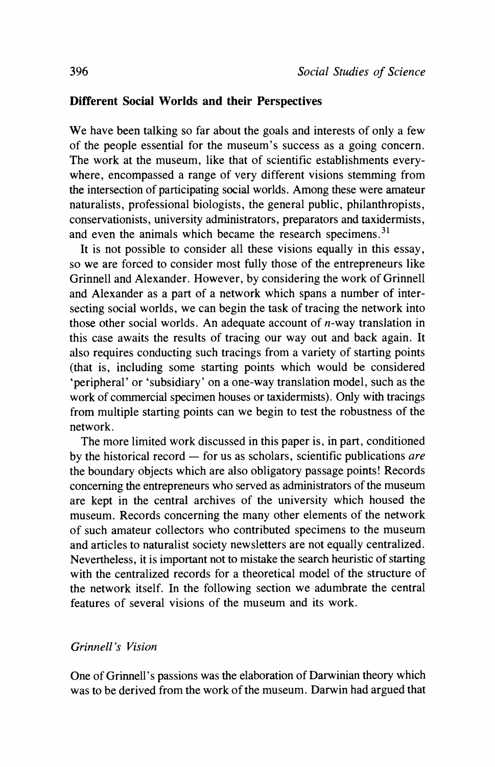## Different Social Worlds and their Perspectives

We have been talking so far about the goals and interests of only a few of the people essential for the museum's success as a going concern. The work at the museum, like that of scientific establishments everywhere, encompassed a range of very different visions stemming from the intersection of participating social worlds. Among these were amateur naturalists, professional biologists, the general public, philanthropists, conservationists, university administrators, preparators and taxidermists, and even the animals which became the research specimens.[31]

It is not possible to consider all these visions equally in this essay, so we are forced to consider most fully those of the entrepreneurs like Grinnell and Alexander. However, by considering the work of Grinnell and Alexander as a part of a network which spans a number of intersecting social worlds, we can begin the task of tracing the network into those other social worlds. An adequate account of *n*-way translation in this case awaits the results of tracing our way out and back again. It also requires conducting such tracings from a variety of starting points (that is, including some starting points which would be considered 'peripheral' or 'subsidiary' on a one-way translation model, such as the work of commercial specimen houses or taxidermists). Only with tracings from multiple starting points can we begin to test the robustness of the network.

The more limited work discussed in this paper is, in part, conditioned by the historical record — for us as scholars, scientific publications *are* the boundary objects which are also obligatory passage points! Records concerning the entrepreneurs who served as administrators of the museum are kept in the central archives of the university which housed the museum. Records concerning the many other elements of the network of such amateur collectors who contributed specimens to the museum and articles to naturalist society newsletters are not equally centralized. Nevertheless, it is important not to mistake the search heuristic of starting with the centralized records for a theoretical model of the structure of the network itself. In the following section we adumbrate the central features of several visions of the museum and its work.

### *Grinnell's Vision*

One of Grinnell's passions was the elaboration of Darwinian theory which was to be derived from the work of the museum. Darwin had argued that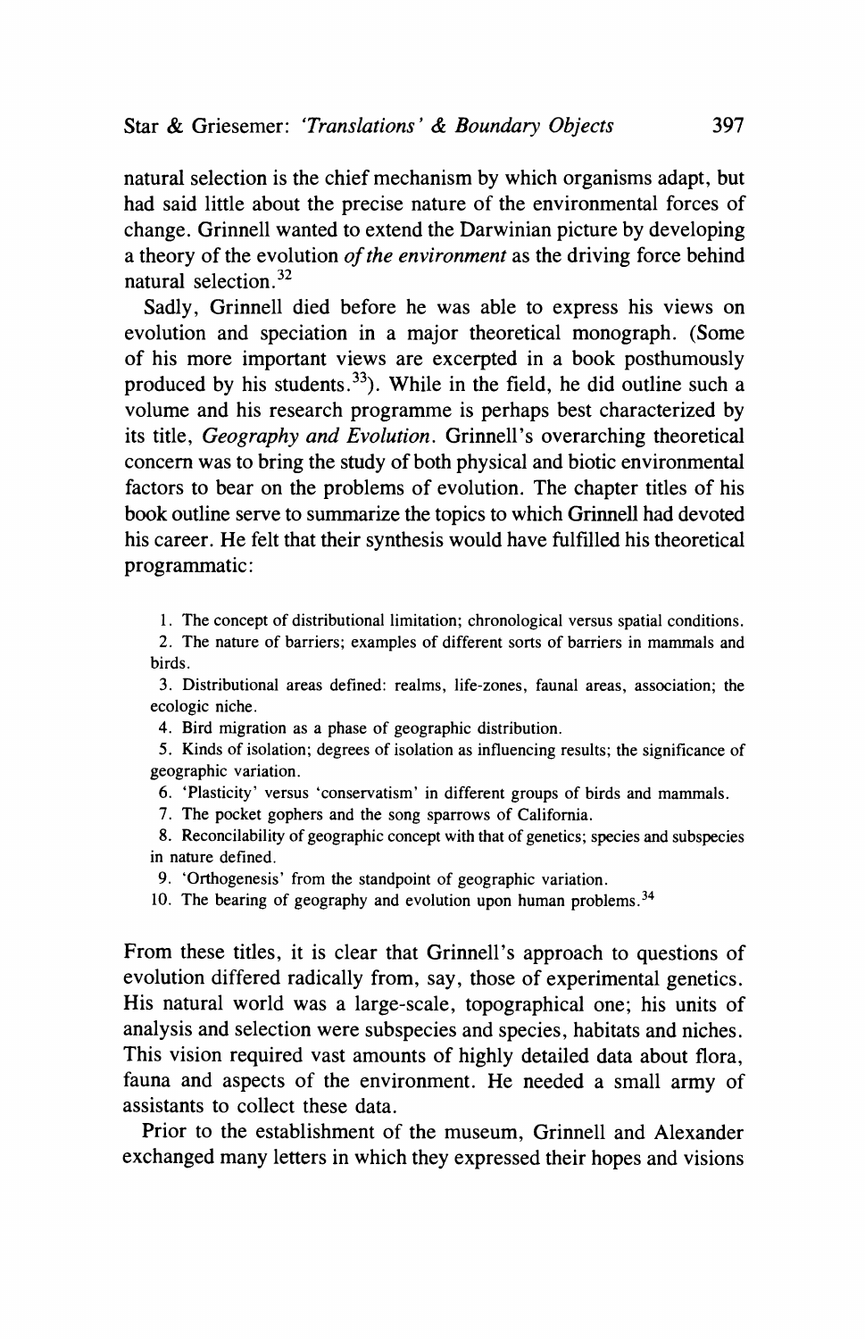natural selection is the chief mechanism by which organisms adapt, but had said little about the precise nature of the environmental forces of change. Grinnell wanted to extend the Darwinian picture by developing a theory of the evolution *of the environment* as the driving force behind natural selection.[32]

Sadly, Grinnell died before he was able to express his views on evolution and speciation in a major theoretical monograph. (Some of his more important views are excerpted in a book posthumously produced by his students.[33]). While in the field, he did outline such a volume and his research programme is perhaps best characterized by its title, *Geography and Evolution*. Grinnell's overarching theoretical concern was to bring the study of both physical and biotic environmental factors to bear on the problems of evolution. The chapter titles of his book outline serve to summarize the topics to which Grinnell had devoted his career. He felt that their synthesis would have fulfilled his theoretical programmatic:

1. The concept of distributional limitation; chronological versus spatial conditions.
2. The nature of barriers; examples of different sorts of barriers in mammals and birds.
3. Distributional areas defined: realms, life-zones, faunal areas, association; the ecologic niche.
4. Bird migration as a phase of geographic distribution.
5. Kinds of isolation; degrees of isolation as influencing results; the significance of geographic variation.
6. 'Plasticity' versus 'conservatism' in different groups of birds and mammals.
7. The pocket gophers and the song sparrows of California.
8. Reconcilability of geographic concept with that of genetics; species and subspecies in nature defined.
9. 'Orthogenesis' from the standpoint of geographic variation.
10. The bearing of geography and evolution upon human problems.[34]

From these titles, it is clear that Grinnell's approach to questions of evolution differed radically from, say, those of experimental genetics. His natural world was a large-scale, topographical one; his units of analysis and selection were subspecies and species, habitats and niches. This vision required vast amounts of highly detailed data about flora, fauna and aspects of the environment. He needed a small army of assistants to collect these data.

Prior to the establishment of the museum, Grinnell and Alexander exchanged many letters in which they expressed their hopes and visions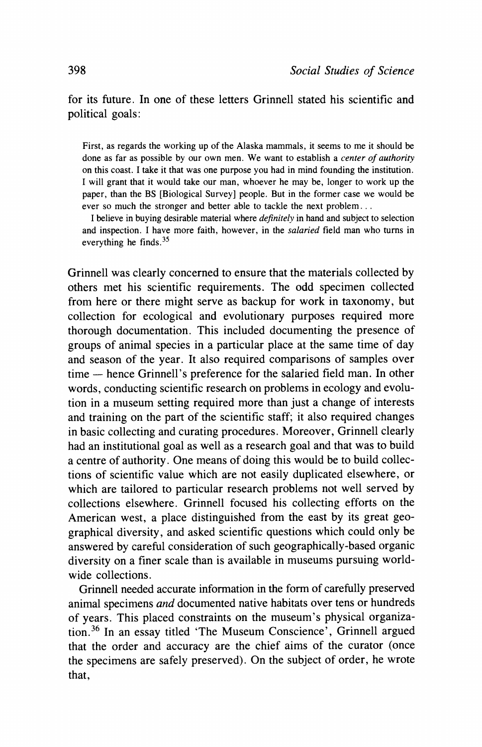for its future. In one of these letters Grinnell stated his scientific and political goals:

> First, as regards the working up of the Alaska mammals, it seems to me it should be done as far as possible by our own men. We want to establish a *center of authority* on this coast. I take it that was one purpose you had in mind founding the institution. I will grant that it would take our man, whoever he may be, longer to work up the paper, than the BS [Biological Survey] people. But in the former case we would be ever so much the stronger and better able to tackle the next problem...
>
> I believe in buying desirable material where *definitely* in hand and subject to selection and inspection. I have more faith, however, in the *salaried* field man who turns in everything he finds.[35]

Grinnell was clearly concerned to ensure that the materials collected by others met his scientific requirements. The odd specimen collected from here or there might serve as backup for work in taxonomy, but collection for ecological and evolutionary purposes required more thorough documentation. This included documenting the presence of groups of animal species in a particular place at the same time of day and season of the year. It also required comparisons of samples over time — hence Grinnell's preference for the salaried field man. In other words, conducting scientific research on problems in ecology and evolution in a museum setting required more than just a change of interests and training on the part of the scientific staff; it also required changes in basic collecting and curating procedures. Moreover, Grinnell clearly had an institutional goal as well as a research goal and that was to build a centre of authority. One means of doing this would be to build collections of scientific value which are not easily duplicated elsewhere, or which are tailored to particular research problems not well served by collections elsewhere. Grinnell focused his collecting efforts on the American west, a place distinguished from the east by its great geographical diversity, and asked scientific questions which could only be answered by careful consideration of such geographically-based organic diversity on a finer scale than is available in museums pursuing worldwide collections.

Grinnell needed accurate information in the form of carefully preserved animal specimens *and* documented native habitats over tens or hundreds of years. This placed constraints on the museum's physical organization.[36] In an essay titled 'The Museum Conscience', Grinnell argued that the order and accuracy are the chief aims of the curator (once the specimens are safely preserved). On the subject of order, he wrote that,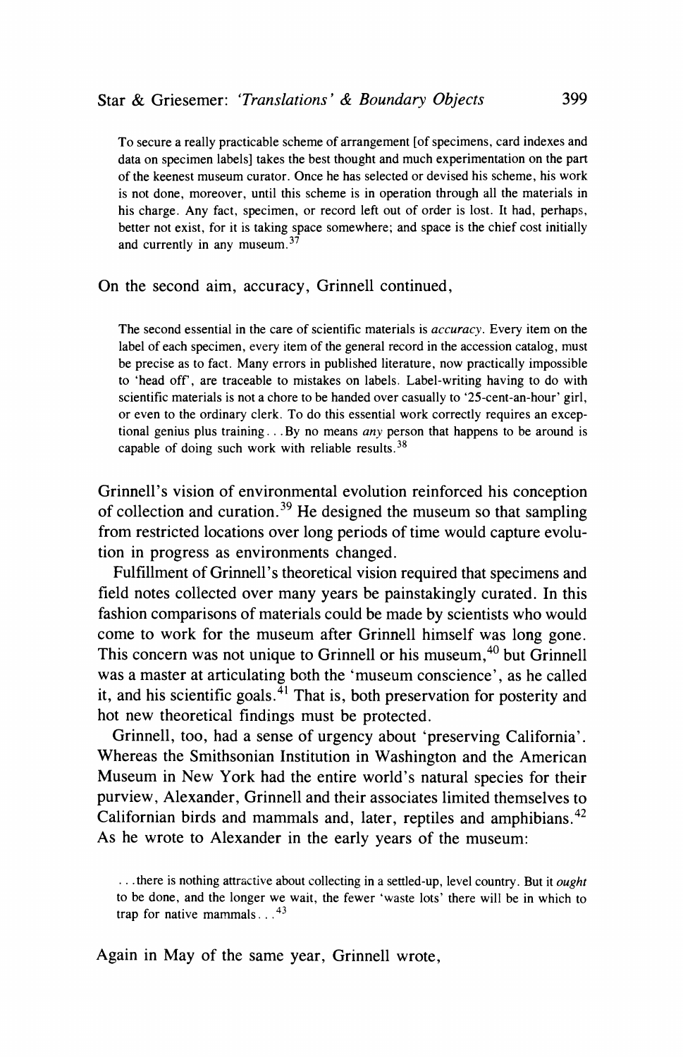> To secure a really practicable scheme of arrangement [of specimens, card indexes and data on specimen labels] takes the best thought and much experimentation on the part of the keenest museum curator. Once he has selected or devised his scheme, his work is not done, moreover, until this scheme is in operation through all the materials in his charge. Any fact, specimen, or record left out of order is lost. It had, perhaps, better not exist, for it is taking space somewhere; and space is the chief cost initially and currently in any museum.[37]

On the second aim, accuracy, Grinnell continued,

> The second essential in the care of scientific materials is *accuracy*. Every item on the label of each specimen, every item of the general record in the accession catalog, must be precise as to fact. Many errors in published literature, now practically impossible to 'head off', are traceable to mistakes on labels. Label-writing having to do with scientific materials is not a chore to be handed over casually to '25-cent-an-hour' girl, or even to the ordinary clerk. To do this essential work correctly requires an exceptional genius plus training. . . By no means *any* person that happens to be around is capable of doing such work with reliable results.[38]

Grinnell's vision of environmental evolution reinforced his conception of collection and curation.[39] He designed the museum so that sampling from restricted locations over long periods of time would capture evolution in progress as environments changed.

Fulfillment of Grinnell's theoretical vision required that specimens and field notes collected over many years be painstakingly curated. In this fashion comparisons of materials could be made by scientists who would come to work for the museum after Grinnell himself was long gone. This concern was not unique to Grinnell or his museum,[40] but Grinnell was a master at articulating both the 'museum conscience', as he called it, and his scientific goals.[41] That is, both preservation for posterity and hot new theoretical findings must be protected.

Grinnell, too, had a sense of urgency about 'preserving California'. Whereas the Smithsonian Institution in Washington and the American Museum in New York had the entire world's natural species for their purview, Alexander, Grinnell and their associates limited themselves to Californian birds and mammals and, later, reptiles and amphibians.[42] As he wrote to Alexander in the early years of the museum:

> . . . there is nothing attractive about collecting in a settled-up, level country. But it *ought* to be done, and the longer we wait, the fewer 'waste lots' there will be in which to trap for native mammals. . .[43]

Again in May of the same year, Grinnell wrote,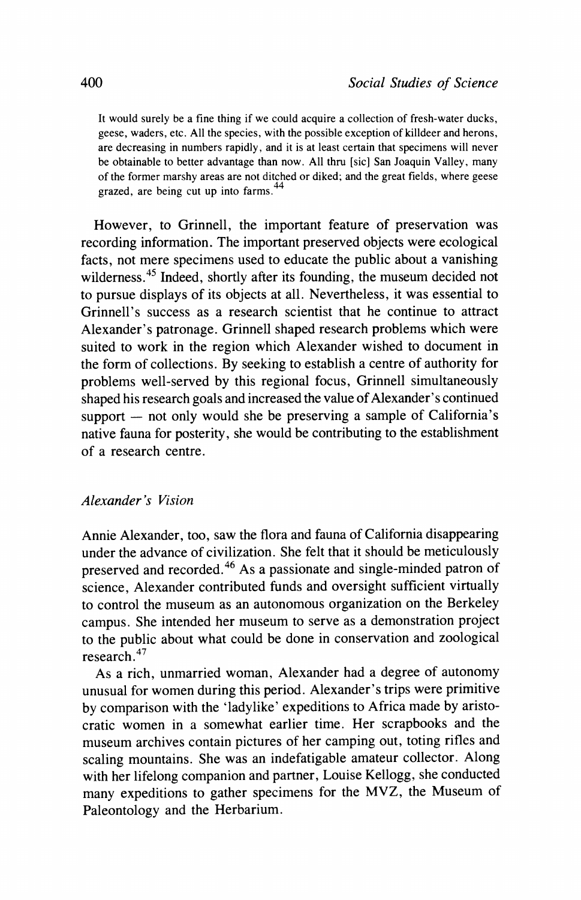It would surely be a fine thing if we could acquire a collection of fresh-water ducks, geese, waders, etc. All the species, with the possible exception of killdeer and herons, are decreasing in numbers rapidly, and it is at least certain that specimens will never be obtainable to better advantage than now. All thru [sic] San Joaquin Valley, many of the former marshy areas are not ditched or diked; and the great fields, where geese grazed, are being cut up into farms.[44]

However, to Grinnell, the important feature of preservation was recording information. The important preserved objects were ecological facts, not mere specimens used to educate the public about a vanishing wilderness.[45] Indeed, shortly after its founding, the museum decided not to pursue displays of its objects at all. Nevertheless, it was essential to Grinnell's success as a research scientist that he continue to attract Alexander's patronage. Grinnell shaped research problems which were suited to work in the region which Alexander wished to document in the form of collections. By seeking to establish a centre of authority for problems well-served by this regional focus, Grinnell simultaneously shaped his research goals and increased the value of Alexander's continued support — not only would she be preserving a sample of California's native fauna for posterity, she would be contributing to the establishment of a research centre.

## *Alexander's Vision*

Annie Alexander, too, saw the flora and fauna of California disappearing under the advance of civilization. She felt that it should be meticulously preserved and recorded.[46] As a passionate and single-minded patron of science, Alexander contributed funds and oversight sufficient virtually to control the museum as an autonomous organization on the Berkeley campus. She intended her museum to serve as a demonstration project to the public about what could be done in conservation and zoological research.[47]

As a rich, unmarried woman, Alexander had a degree of autonomy unusual for women during this period. Alexander's trips were primitive by comparison with the 'ladylike' expeditions to Africa made by aristocratic women in a somewhat earlier time. Her scrapbooks and the museum archives contain pictures of her camping out, toting rifles and scaling mountains. She was an indefatigable amateur collector. Along with her lifelong companion and partner, Louise Kellogg, she conducted many expeditions to gather specimens for the MVZ, the Museum of Paleontology and the Herbarium.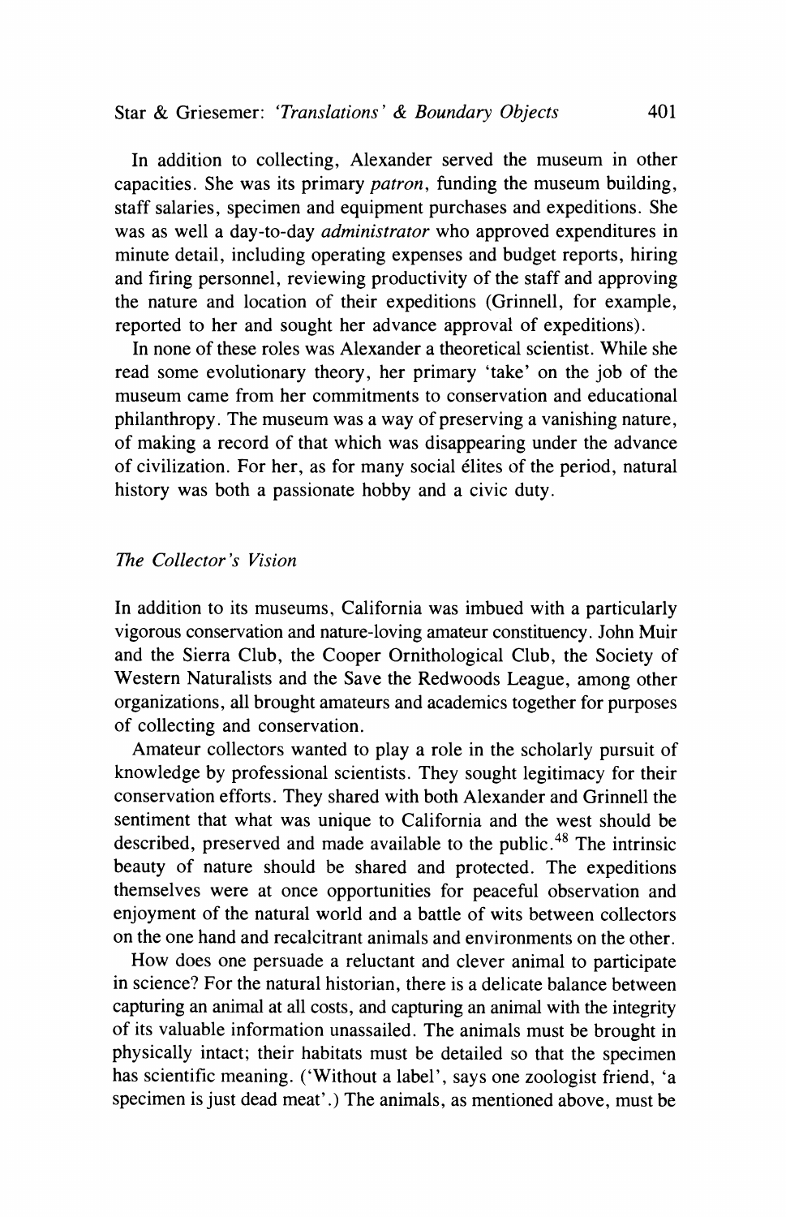In addition to collecting, Alexander served the museum in other capacities. She was its primary *patron*, funding the museum building, staff salaries, specimen and equipment purchases and expeditions. She was as well a day-to-day *administrator* who approved expenditures in minute detail, including operating expenses and budget reports, hiring and firing personnel, reviewing productivity of the staff and approving the nature and location of their expeditions (Grinnell, for example, reported to her and sought her advance approval of expeditions).

In none of these roles was Alexander a theoretical scientist. While she read some evolutionary theory, her primary 'take' on the job of the museum came from her commitments to conservation and educational philanthropy. The museum was a way of preserving a vanishing nature, of making a record of that which was disappearing under the advance of civilization. For her, as for many social élites of the period, natural history was both a passionate hobby and a civic duty.

### *The Collector's Vision*

In addition to its museums, California was imbued with a particularly vigorous conservation and nature-loving amateur constituency. John Muir and the Sierra Club, the Cooper Ornithological Club, the Society of Western Naturalists and the Save the Redwoods League, among other organizations, all brought amateurs and academics together for purposes of collecting and conservation.

Amateur collectors wanted to play a role in the scholarly pursuit of knowledge by professional scientists. They sought legitimacy for their conservation efforts. They shared with both Alexander and Grinnell the sentiment that what was unique to California and the west should be described, preserved and made available to the public.[48] The intrinsic beauty of nature should be shared and protected. The expeditions themselves were at once opportunities for peaceful observation and enjoyment of the natural world and a battle of wits between collectors on the one hand and recalcitrant animals and environments on the other.

How does one persuade a reluctant and clever animal to participate in science? For the natural historian, there is a delicate balance between capturing an animal at all costs, and capturing an animal with the integrity of its valuable information unassailed. The animals must be brought in physically intact; their habitats must be detailed so that the specimen has scientific meaning. ('Without a label', says one zoologist friend, 'a specimen is just dead meat'.) The animals, as mentioned above, must be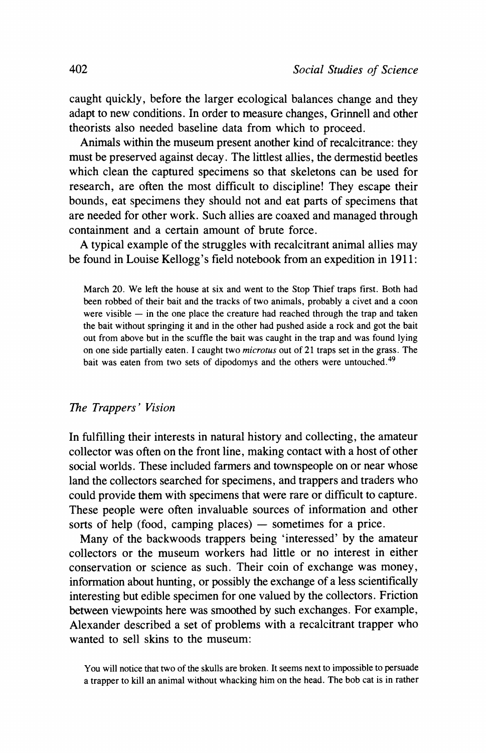caught quickly, before the larger ecological balances change and they adapt to new conditions. In order to measure changes, Grinnell and other theorists also needed baseline data from which to proceed.

Animals within the museum present another kind of recalcitrance: they must be preserved against decay. The littlest allies, the dermestid beetles which clean the captured specimens so that skeletons can be used for research, are often the most difficult to discipline! They escape their bounds, eat specimens they should not and eat parts of specimens that are needed for other work. Such allies are coaxed and managed through containment and a certain amount of brute force.

A typical example of the struggles with recalcitrant animal allies may be found in Louise Kellogg's field notebook from an expedition in 1911:

> March 20. We left the house at six and went to the Stop Thief traps first. Both had been robbed of their bait and the tracks of two animals, probably a civet and a coon were visible — in the one place the creature had reached through the trap and taken the bait without springing it and in the other had pushed aside a rock and got the bait out from above but in the scuffle the bait was caught in the trap and was found lying on one side partially eaten. I caught two *microtus* out of 21 traps set in the grass. The bait was eaten from two sets of dipodomys and the others were untouched.[49]

### *The Trappers' Vision*

In fulfilling their interests in natural history and collecting, the amateur collector was often on the front line, making contact with a host of other social worlds. These included farmers and townspeople on or near whose land the collectors searched for specimens, and trappers and traders who could provide them with specimens that were rare or difficult to capture. These people were often invaluable sources of information and other sorts of help (food, camping places) — sometimes for a price.

Many of the backwoods trappers being 'interessed' by the amateur collectors or the museum workers had little or no interest in either conservation or science as such. Their coin of exchange was money, information about hunting, or possibly the exchange of a less scientifically interesting but edible specimen for one valued by the collectors. Friction between viewpoints here was smoothed by such exchanges. For example, Alexander described a set of problems with a recalcitrant trapper who wanted to sell skins to the museum:

> You will notice that two of the skulls are broken. It seems next to impossible to persuade a trapper to kill an animal without whacking him on the head. The bob cat is in rather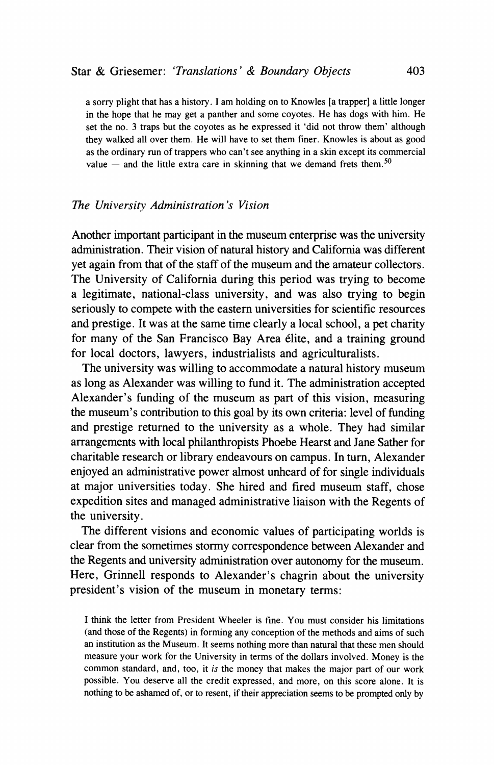a sorry plight that has a history. I am holding on to Knowles [a trapper] a little longer in the hope that he may get a panther and some coyotes. He has dogs with him. He set the no. 3 traps but the coyotes as he expressed it 'did not throw them' although they walked all over them. He will have to set them finer. Knowles is about as good as the ordinary run of trappers who can't see anything in a skin except its commercial value — and the little extra care in skinning that we demand frets them.[50]

### *The University Administration's Vision*

Another important participant in the museum enterprise was the university administration. Their vision of natural history and California was different yet again from that of the staff of the museum and the amateur collectors. The University of California during this period was trying to become a legitimate, national-class university, and was also trying to begin seriously to compete with the eastern universities for scientific resources and prestige. It was at the same time clearly a local school, a pet charity for many of the San Francisco Bay Area élite, and a training ground for local doctors, lawyers, industrialists and agriculturalists.

The university was willing to accommodate a natural history museum as long as Alexander was willing to fund it. The administration accepted Alexander's funding of the museum as part of this vision, measuring the museum's contribution to this goal by its own criteria: level of funding and prestige returned to the university as a whole. They had similar arrangements with local philanthropists Phoebe Hearst and Jane Sather for charitable research or library endeavours on campus. In turn, Alexander enjoyed an administrative power almost unheard of for single individuals at major universities today. She hired and fired museum staff, chose expedition sites and managed administrative liaison with the Regents of the university.

The different visions and economic values of participating worlds is clear from the sometimes stormy correspondence between Alexander and the Regents and university administration over autonomy for the museum. Here, Grinnell responds to Alexander's chagrin about the university president's vision of the museum in monetary terms:

I think the letter from President Wheeler is fine. You must consider his limitations (and those of the Regents) in forming any conception of the methods and aims of such an institution as the Museum. It seems nothing more than natural that these men should measure your work for the University in terms of the dollars involved. Money is the common standard, and, too, it *is* the money that makes the major part of our work possible. You deserve all the credit expressed, and more, on this score alone. It is nothing to be ashamed of, or to resent, if their appreciation seems to be prompted only by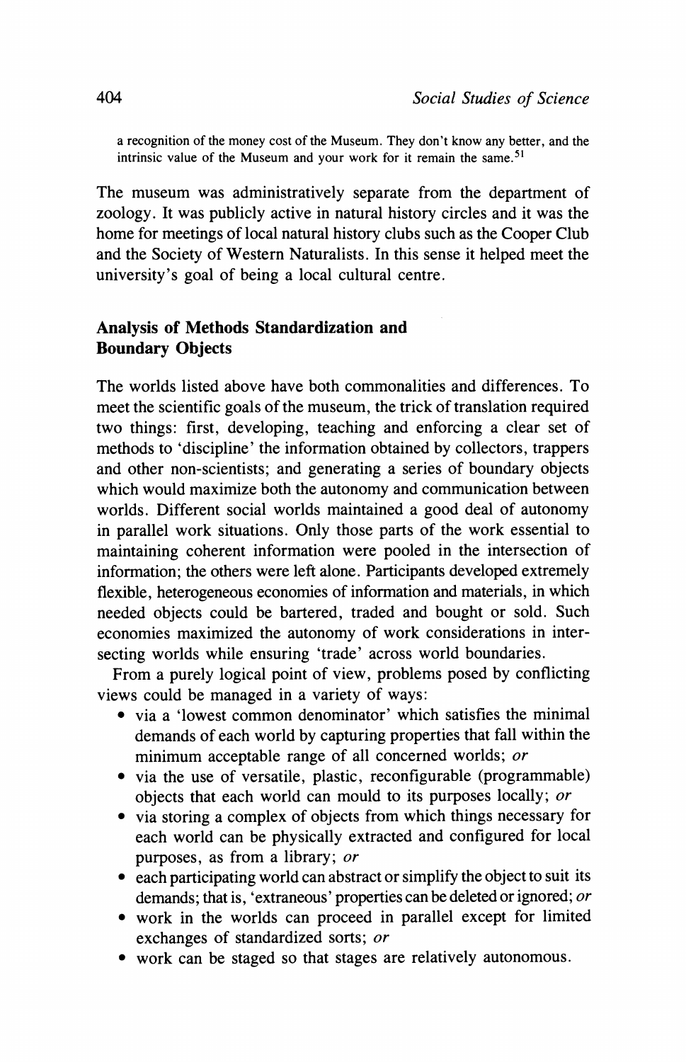a recognition of the money cost of the Museum. They don't know any better, and the intrinsic value of the Museum and your work for it remain the same.[51]

The museum was administratively separate from the department of zoology. It was publicly active in natural history circles and it was the home for meetings of local natural history clubs such as the Cooper Club and the Society of Western Naturalists. In this sense it helped meet the university's goal of being a local cultural centre.

## Analysis of Methods Standardization and Boundary Objects

The worlds listed above have both commonalities and differences. To meet the scientific goals of the museum, the trick of translation required two things: first, developing, teaching and enforcing a clear set of methods to 'discipline' the information obtained by collectors, trappers and other non-scientists; and generating a series of boundary objects which would maximize both the autonomy and communication between worlds. Different social worlds maintained a good deal of autonomy in parallel work situations. Only those parts of the work essential to maintaining coherent information were pooled in the intersection of information; the others were left alone. Participants developed extremely flexible, heterogeneous economies of information and materials, in which needed objects could be bartered, traded and bought or sold. Such economies maximized the autonomy of work considerations in intersecting worlds while ensuring 'trade' across world boundaries.

From a purely logical point of view, problems posed by conflicting views could be managed in a variety of ways:

- via a 'lowest common denominator' which satisfies the minimal demands of each world by capturing properties that fall within the minimum acceptable range of all concerned worlds; *or*
- via the use of versatile, plastic, reconfigurable (programmable) objects that each world can mould to its purposes locally; *or*
- via storing a complex of objects from which things necessary for each world can be physically extracted and configured for local purposes, as from a library; *or*
- each participating world can abstract or simplify the object to suit its demands; that is, 'extraneous' properties can be deleted or ignored; *or*
- work in the worlds can proceed in parallel except for limited exchanges of standardized sorts; *or*
- work can be staged so that stages are relatively autonomous.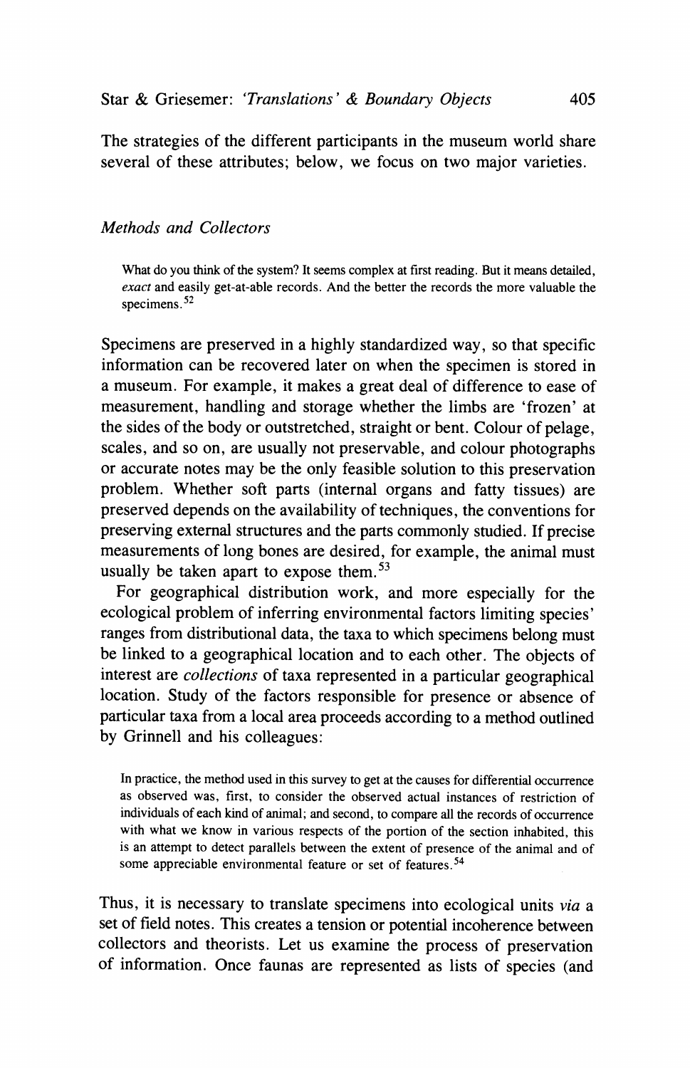The strategies of the different participants in the museum world share several of these attributes; below, we focus on two major varieties.

### *Methods and Collectors*

> What do you think of the system? It seems complex at first reading. But it means detailed, *exact* and easily get-at-able records. And the better the records the more valuable the specimens.[52]

Specimens are preserved in a highly standardized way, so that specific information can be recovered later on when the specimen is stored in a museum. For example, it makes a great deal of difference to ease of measurement, handling and storage whether the limbs are 'frozen' at the sides of the body or outstretched, straight or bent. Colour of pelage, scales, and so on, are usually not preservable, and colour photographs or accurate notes may be the only feasible solution to this preservation problem. Whether soft parts (internal organs and fatty tissues) are preserved depends on the availability of techniques, the conventions for preserving external structures and the parts commonly studied. If precise measurements of long bones are desired, for example, the animal must usually be taken apart to expose them.[53]

For geographical distribution work, and more especially for the ecological problem of inferring environmental factors limiting species' ranges from distributional data, the taxa to which specimens belong must be linked to a geographical location and to each other. The objects of interest are *collections* of taxa represented in a particular geographical location. Study of the factors responsible for presence or absence of particular taxa from a local area proceeds according to a method outlined by Grinnell and his colleagues:

> In practice, the method used in this survey to get at the causes for differential occurrence as observed was, first, to consider the observed actual instances of restriction of individuals of each kind of animal; and second, to compare all the records of occurrence with what we know in various respects of the portion of the section inhabited, this is an attempt to detect parallels between the extent of presence of the animal and of some appreciable environmental feature or set of features.[54]

Thus, it is necessary to translate specimens into ecological units *via* a set of field notes. This creates a tension or potential incoherence between collectors and theorists. Let us examine the process of preservation of information. Once faunas are represented as lists of species (and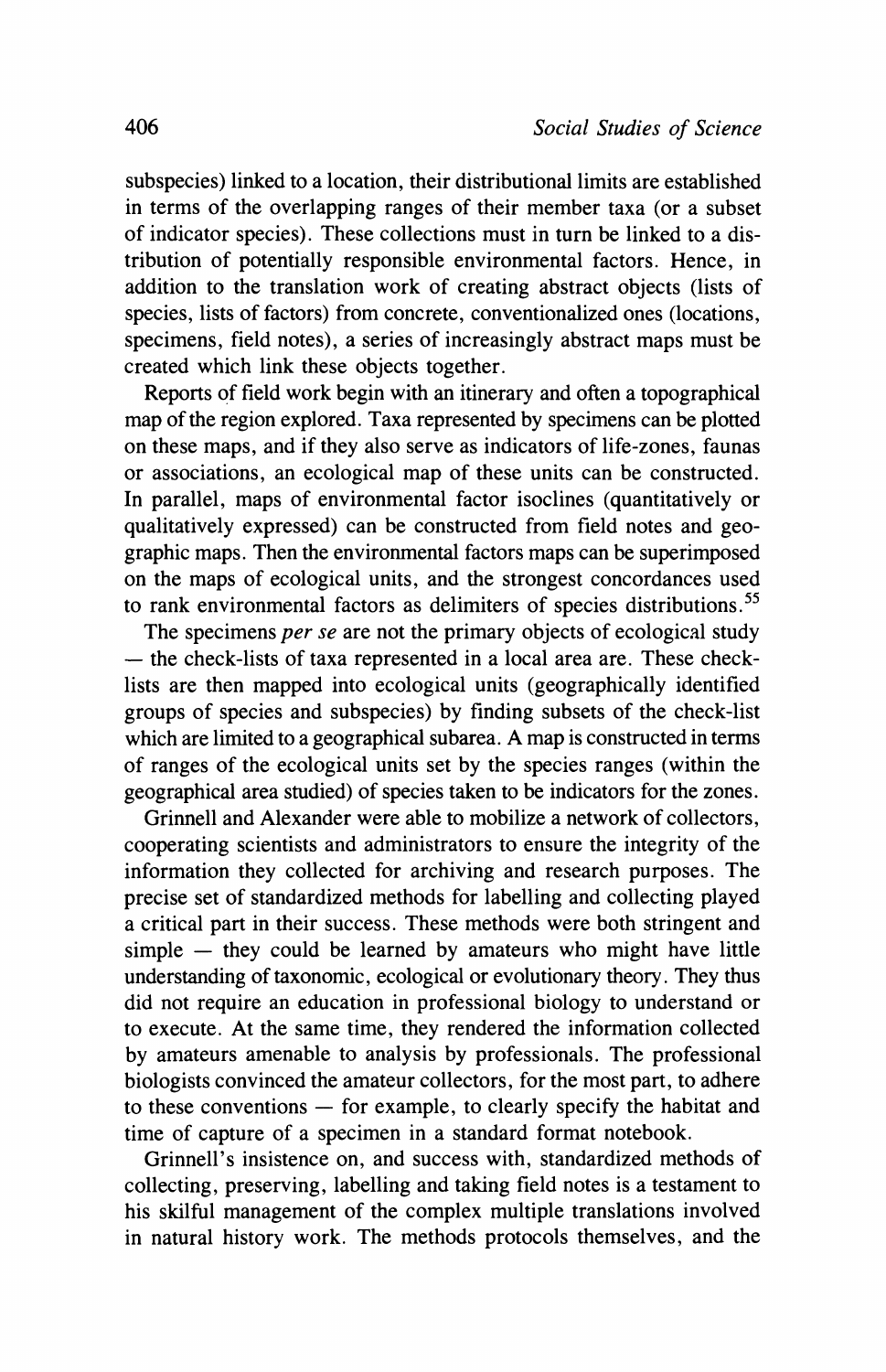subspecies) linked to a location, their distributional limits are established in terms of the overlapping ranges of their member taxa (or a subset of indicator species). These collections must in turn be linked to a distribution of potentially responsible environmental factors. Hence, in addition to the translation work of creating abstract objects (lists of species, lists of factors) from concrete, conventionalized ones (locations, specimens, field notes), a series of increasingly abstract maps must be created which link these objects together.

Reports of field work begin with an itinerary and often a topographical map of the region explored. Taxa represented by specimens can be plotted on these maps, and if they also serve as indicators of life-zones, faunas or associations, an ecological map of these units can be constructed. In parallel, maps of environmental factor isoclines (quantitatively or qualitatively expressed) can be constructed from field notes and geographic maps. Then the environmental factors maps can be superimposed on the maps of ecological units, and the strongest concordances used to rank environmental factors as delimiters of species distributions.[55]

The specimens *per se* are not the primary objects of ecological study — the check-lists of taxa represented in a local area are. These check-lists are then mapped into ecological units (geographically identified groups of species and subspecies) by finding subsets of the check-list which are limited to a geographical subarea. A map is constructed in terms of ranges of the ecological units set by the species ranges (within the geographical area studied) of species taken to be indicators for the zones.

Grinnell and Alexander were able to mobilize a network of collectors, cooperating scientists and administrators to ensure the integrity of the information they collected for archiving and research purposes. The precise set of standardized methods for labelling and collecting played a critical part in their success. These methods were both stringent and simple — they could be learned by amateurs who might have little understanding of taxonomic, ecological or evolutionary theory. They thus did not require an education in professional biology to understand or to execute. At the same time, they rendered the information collected by amateurs amenable to analysis by professionals. The professional biologists convinced the amateur collectors, for the most part, to adhere to these conventions — for example, to clearly specify the habitat and time of capture of a specimen in a standard format notebook.

Grinnell's insistence on, and success with, standardized methods of collecting, preserving, labelling and taking field notes is a testament to his skilful management of the complex multiple translations involved in natural history work. The methods protocols themselves, and the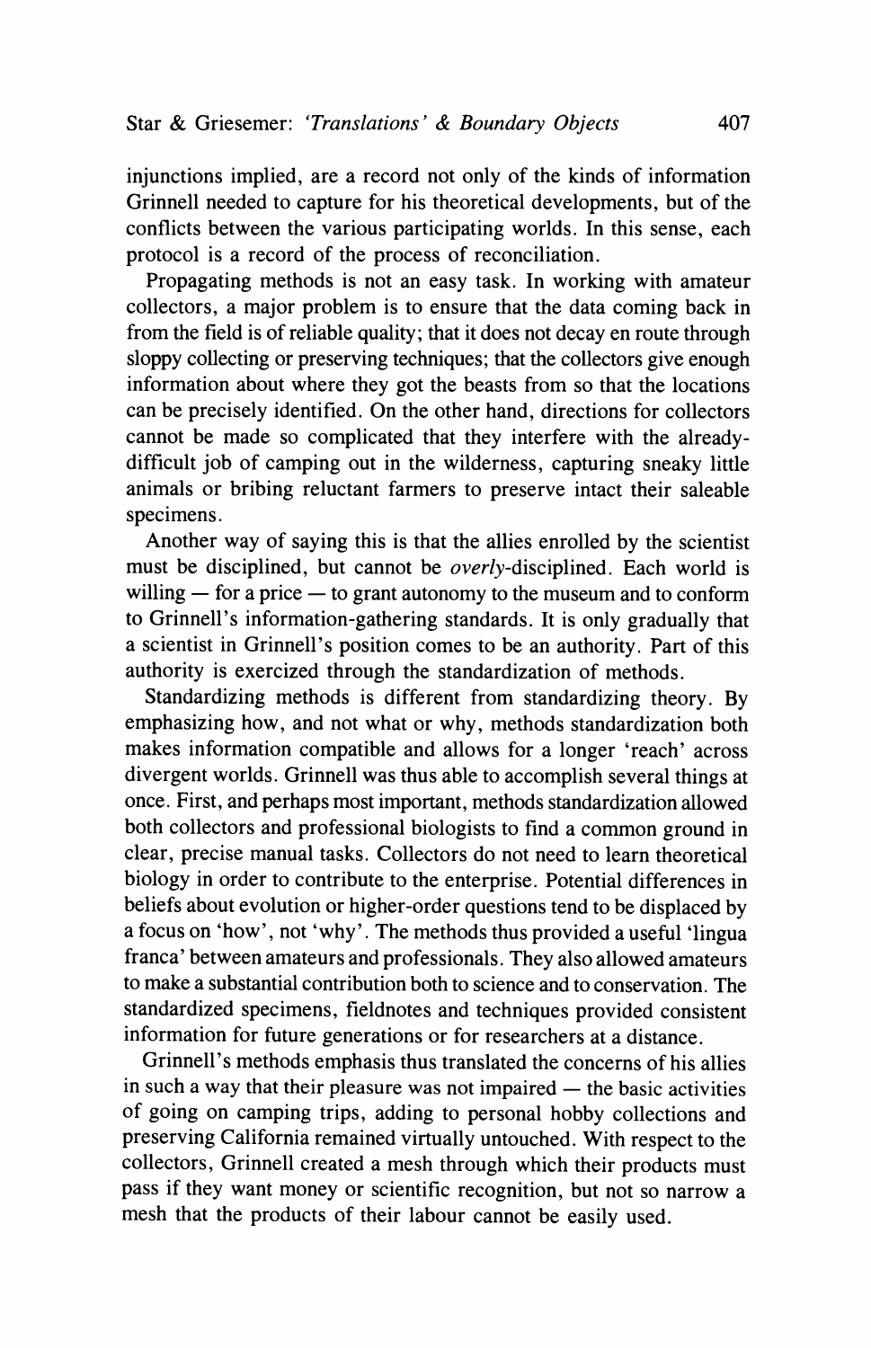injunctions implied, are a record not only of the kinds of information Grinnell needed to capture for his theoretical developments, but of the conflicts between the various participating worlds. In this sense, each protocol is a record of the process of reconciliation.

Propagating methods is not an easy task. In working with amateur collectors, a major problem is to ensure that the data coming back in from the field is of reliable quality; that it does not decay en route through sloppy collecting or preserving techniques; that the collectors give enough information about where they got the beasts from so that the locations can be precisely identified. On the other hand, directions for collectors cannot be made so complicated that they interfere with the already-difficult job of camping out in the wilderness, capturing sneaky little animals or bribing reluctant farmers to preserve intact their saleable specimens.

Another way of saying this is that the allies enrolled by the scientist must be disciplined, but cannot be *overly*-disciplined. Each world is willing — for a price — to grant autonomy to the museum and to conform to Grinnell's information-gathering standards. It is only gradually that a scientist in Grinnell's position comes to be an authority. Part of this authority is exercized through the standardization of methods.

Standardizing methods is different from standardizing theory. By emphasizing how, and not what or why, methods standardization both makes information compatible and allows for a longer 'reach' across divergent worlds. Grinnell was thus able to accomplish several things at once. First, and perhaps most important, methods standardization allowed both collectors and professional biologists to find a common ground in clear, precise manual tasks. Collectors do not need to learn theoretical biology in order to contribute to the enterprise. Potential differences in beliefs about evolution or higher-order questions tend to be displaced by a focus on 'how', not 'why'. The methods thus provided a useful 'lingua franca' between amateurs and professionals. They also allowed amateurs to make a substantial contribution both to science and to conservation. The standardized specimens, fieldnotes and techniques provided consistent information for future generations or for researchers at a distance.

Grinnell's methods emphasis thus translated the concerns of his allies in such a way that their pleasure was not impaired — the basic activities of going on camping trips, adding to personal hobby collections and preserving California remained virtually untouched. With respect to the collectors, Grinnell created a mesh through which their products must pass if they want money or scientific recognition, but not so narrow a mesh that the products of their labour cannot be easily used.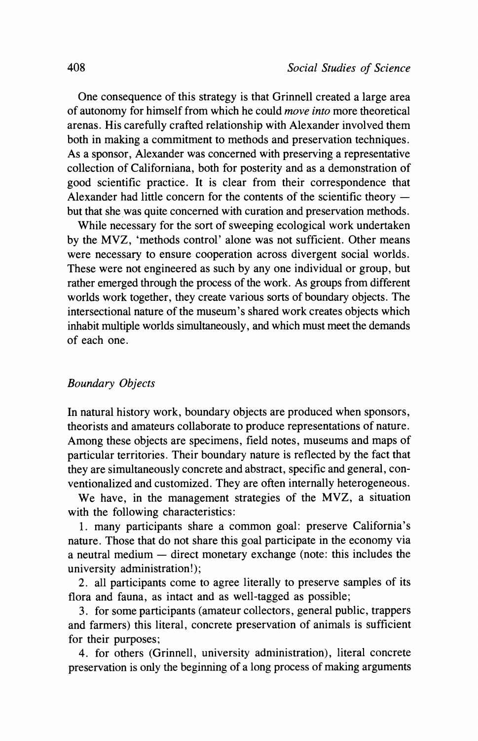One consequence of this strategy is that Grinnell created a large area of autonomy for himself from which he could *move into* more theoretical arenas. His carefully crafted relationship with Alexander involved them both in making a commitment to methods and preservation techniques. As a sponsor, Alexander was concerned with preserving a representative collection of Californiana, both for posterity and as a demonstration of good scientific practice. It is clear from their correspondence that Alexander had little concern for the contents of the scientific theory — but that she was quite concerned with curation and preservation methods.

While necessary for the sort of sweeping ecological work undertaken by the MVZ, 'methods control' alone was not sufficient. Other means were necessary to ensure cooperation across divergent social worlds. These were not engineered as such by any one individual or group, but rather emerged through the process of the work. As groups from different worlds work together, they create various sorts of boundary objects. The intersectional nature of the museum's shared work creates objects which inhabit multiple worlds simultaneously, and which must meet the demands of each one.

### *Boundary Objects*

In natural history work, boundary objects are produced when sponsors, theorists and amateurs collaborate to produce representations of nature. Among these objects are specimens, field notes, museums and maps of particular territories. Their boundary nature is reflected by the fact that they are simultaneously concrete and abstract, specific and general, conventionalized and customized. They are often internally heterogeneous.

We have, in the management strategies of the MVZ, a situation with the following characteristics:

1. many participants share a common goal: preserve California's nature. Those that do not share this goal participate in the economy via a neutral medium — direct monetary exchange (note: this includes the university administration!);

2. all participants come to agree literally to preserve samples of its flora and fauna, as intact and as well-tagged as possible;

3. for some participants (amateur collectors, general public, trappers and farmers) this literal, concrete preservation of animals is sufficient for their purposes;

4. for others (Grinnell, university administration), literal concrete preservation is only the beginning of a long process of making arguments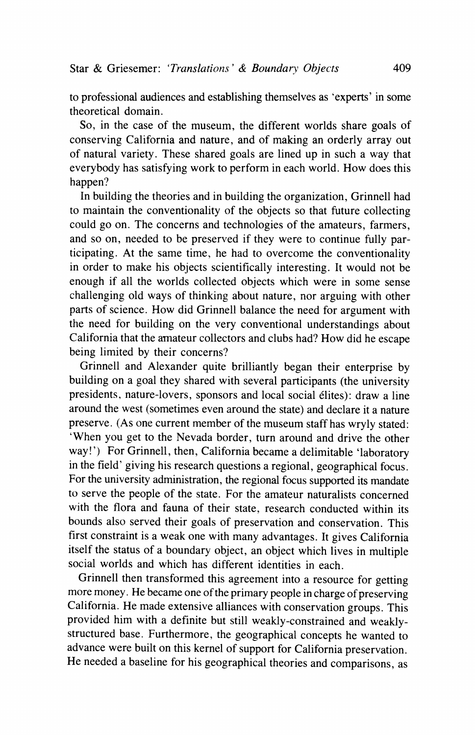to professional audiences and establishing themselves as 'experts' in some theoretical domain.

So, in the case of the museum, the different worlds share goals of conserving California and nature, and of making an orderly array out of natural variety. These shared goals are lined up in such a way that everybody has satisfying work to perform in each world. How does this happen?

In building the theories and in building the organization, Grinnell had to maintain the conventionality of the objects so that future collecting could go on. The concerns and technologies of the amateurs, farmers, and so on, needed to be preserved if they were to continue fully participating. At the same time, he had to overcome the conventionality in order to make his objects scientifically interesting. It would not be enough if all the worlds collected objects which were in some sense challenging old ways of thinking about nature, nor arguing with other parts of science. How did Grinnell balance the need for argument with the need for building on the very conventional understandings about California that the amateur collectors and clubs had? How did he escape being limited by their concerns?

Grinnell and Alexander quite brilliantly began their enterprise by building on a goal they shared with several participants (the university presidents, nature-lovers, sponsors and local social élites): draw a line around the west (sometimes even around the state) and declare it a nature preserve. (As one current member of the museum staff has wryly stated: 'When you get to the Nevada border, turn around and drive the other way!') For Grinnell, then, California became a delimitable 'laboratory in the field' giving his research questions a regional, geographical focus. For the university administration, the regional focus supported its mandate to serve the people of the state. For the amateur naturalists concerned with the flora and fauna of their state, research conducted within its bounds also served their goals of preservation and conservation. This first constraint is a weak one with many advantages. It gives California itself the status of a boundary object, an object which lives in multiple social worlds and which has different identities in each.

Grinnell then transformed this agreement into a resource for getting more money. He became one of the primary people in charge of preserving California. He made extensive alliances with conservation groups. This provided him with a definite but still weakly-constrained and weakly-structured base. Furthermore, the geographical concepts he wanted to advance were built on this kernel of support for California preservation. He needed a baseline for his geographical theories and comparisons, as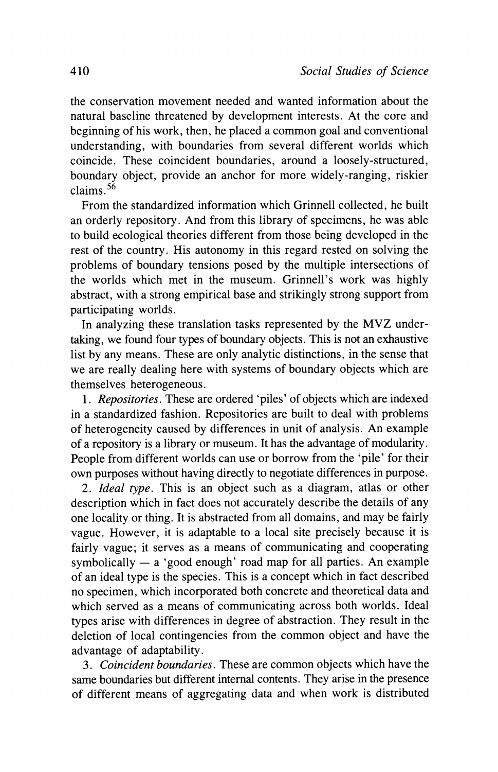the conservation movement needed and wanted information about the natural baseline threatened by development interests. At the core and beginning of his work, then, he placed a common goal and conventional understanding, with boundaries from several different worlds which coincide. These coincident boundaries, around a loosely-structured, boundary object, provide an anchor for more widely-ranging, riskier claims.[56]

From the standardized information which Grinnell collected, he built an orderly repository. And from this library of specimens, he was able to build ecological theories different from those being developed in the rest of the country. His autonomy in this regard rested on solving the problems of boundary tensions posed by the multiple intersections of the worlds which met in the museum. Grinnell's work was highly abstract, with a strong empirical base and strikingly strong support from participating worlds.

In analyzing these translation tasks represented by the MVZ undertaking, we found four types of boundary objects. This is not an exhaustive list by any means. These are only analytic distinctions, in the sense that we are really dealing here with systems of boundary objects which are themselves heterogeneous.

1. *Repositories*. These are ordered 'piles' of objects which are indexed in a standardized fashion. Repositories are built to deal with problems of heterogeneity caused by differences in unit of analysis. An example of a repository is a library or museum. It has the advantage of modularity. People from different worlds can use or borrow from the 'pile' for their own purposes without having directly to negotiate differences in purpose.

2. *Ideal type*. This is an object such as a diagram, atlas or other description which in fact does not accurately describe the details of any one locality or thing. It is abstracted from all domains, and may be fairly vague. However, it is adaptable to a local site precisely because it is fairly vague; it serves as a means of communicating and cooperating symbolically — a 'good enough' road map for all parties. An example of an ideal type is the species. This is a concept which in fact described no specimen, which incorporated both concrete and theoretical data and which served as a means of communicating across both worlds. Ideal types arise with differences in degree of abstraction. They result in the deletion of local contingencies from the common object and have the advantage of adaptability.

3. *Coincident boundaries*. These are common objects which have the same boundaries but different internal contents. They arise in the presence of different means of aggregating data and when work is distributed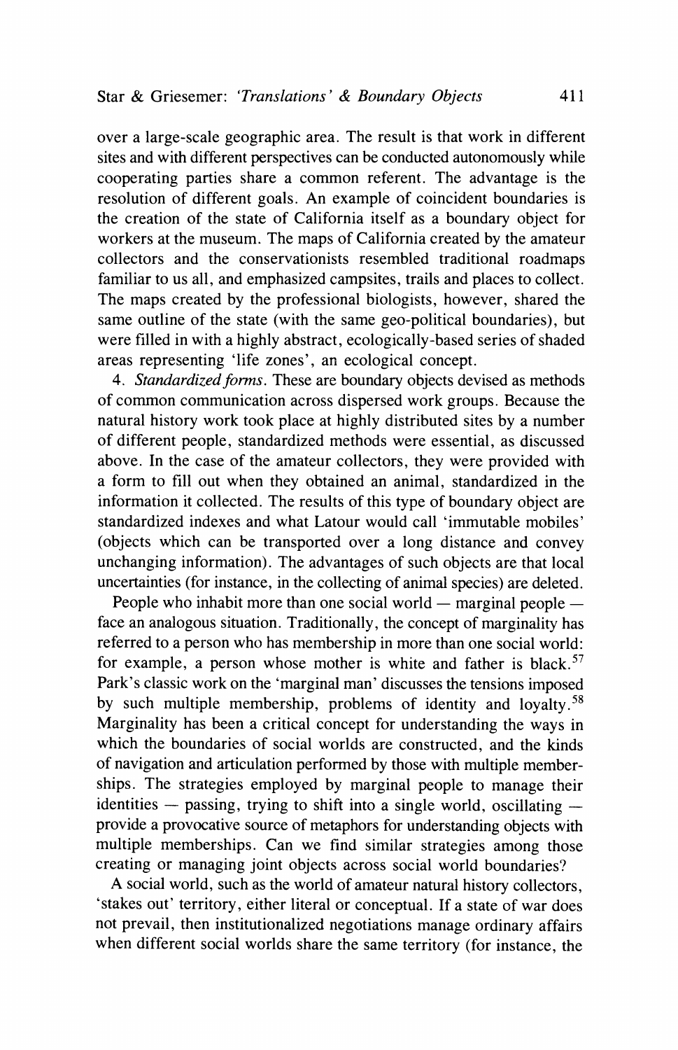over a large-scale geographic area. The result is that work in different sites and with different perspectives can be conducted autonomously while cooperating parties share a common referent. The advantage is the resolution of different goals. An example of coincident boundaries is the creation of the state of California itself as a boundary object for workers at the museum. The maps of California created by the amateur collectors and the conservationists resembled traditional roadmaps familiar to us all, and emphasized campsites, trails and places to collect. The maps created by the professional biologists, however, shared the same outline of the state (with the same geo-political boundaries), but were filled in with a highly abstract, ecologically-based series of shaded areas representing 'life zones', an ecological concept.

4. *Standardized forms*. These are boundary objects devised as methods of common communication across dispersed work groups. Because the natural history work took place at highly distributed sites by a number of different people, standardized methods were essential, as discussed above. In the case of the amateur collectors, they were provided with a form to fill out when they obtained an animal, standardized in the information it collected. The results of this type of boundary object are standardized indexes and what Latour would call 'immutable mobiles' (objects which can be transported over a long distance and convey unchanging information). The advantages of such objects are that local uncertainties (for instance, in the collecting of animal species) are deleted.

People who inhabit more than one social world — marginal people — face an analogous situation. Traditionally, the concept of marginality has referred to a person who has membership in more than one social world: for example, a person whose mother is white and father is black.[57] Park's classic work on the 'marginal man' discusses the tensions imposed by such multiple membership, problems of identity and loyalty.[58] Marginality has been a critical concept for understanding the ways in which the boundaries of social worlds are constructed, and the kinds of navigation and articulation performed by those with multiple memberships. The strategies employed by marginal people to manage their identities — passing, trying to shift into a single world, oscillating — provide a provocative source of metaphors for understanding objects with multiple memberships. Can we find similar strategies among those creating or managing joint objects across social world boundaries?

A social world, such as the world of amateur natural history collectors, 'stakes out' territory, either literal or conceptual. If a state of war does not prevail, then institutionalized negotiations manage ordinary affairs when different social worlds share the same territory (for instance, the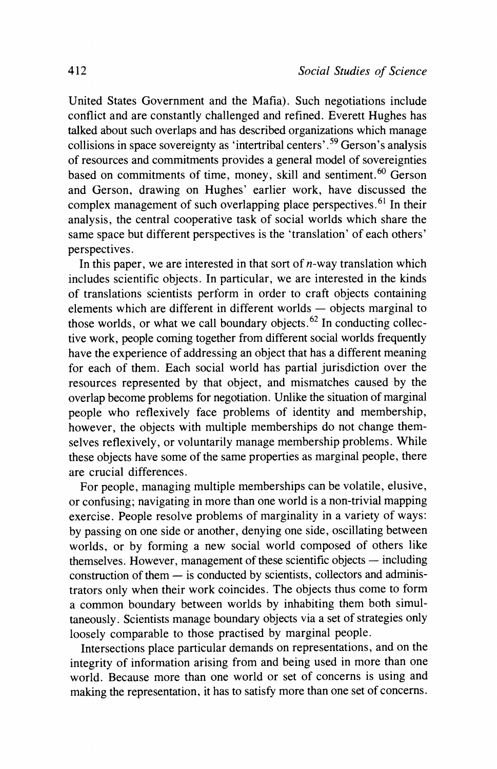United States Government and the Mafia). Such negotiations include conflict and are constantly challenged and refined. Everett Hughes has talked about such overlaps and has described organizations which manage collisions in space sovereignty as 'intertribal centers'.[59] Gerson's analysis of resources and commitments provides a general model of sovereignties based on commitments of time, money, skill and sentiment.[60] Gerson and Gerson, drawing on Hughes' earlier work, have discussed the complex management of such overlapping place perspectives.[61] In their analysis, the central cooperative task of social worlds which share the same space but different perspectives is the 'translation' of each others' perspectives.

In this paper, we are interested in that sort of *n*-way translation which includes scientific objects. In particular, we are interested in the kinds of translations scientists perform in order to craft objects containing elements which are different in different worlds — objects marginal to those worlds, or what we call boundary objects.[62] In conducting collective work, people coming together from different social worlds frequently have the experience of addressing an object that has a different meaning for each of them. Each social world has partial jurisdiction over the resources represented by that object, and mismatches caused by the overlap become problems for negotiation. Unlike the situation of marginal people who reflexively face problems of identity and membership, however, the objects with multiple memberships do not change themselves reflexively, or voluntarily manage membership problems. While these objects have some of the same properties as marginal people, there are crucial differences.

For people, managing multiple memberships can be volatile, elusive, or confusing; navigating in more than one world is a non-trivial mapping exercise. People resolve problems of marginality in a variety of ways: by passing on one side or another, denying one side, oscillating between worlds, or by forming a new social world composed of others like themselves. However, management of these scientific objects — including construction of them — is conducted by scientists, collectors and administrators only when their work coincides. The objects thus come to form a common boundary between worlds by inhabiting them both simultaneously. Scientists manage boundary objects via a set of strategies only loosely comparable to those practised by marginal people.

Intersections place particular demands on representations, and on the integrity of information arising from and being used in more than one world. Because more than one world or set of concerns is using and making the representation, it has to satisfy more than one set of concerns.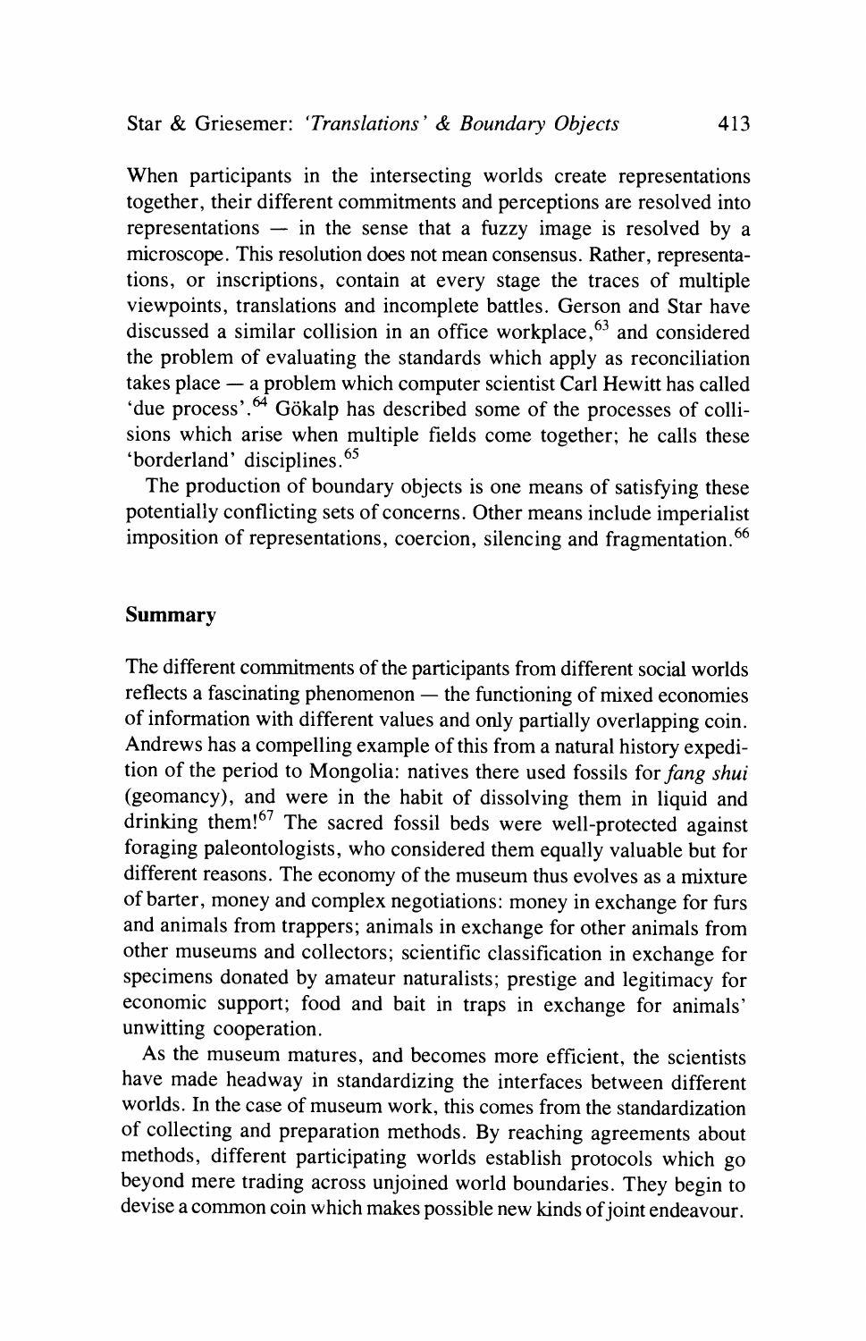When participants in the intersecting worlds create representations together, their different commitments and perceptions are resolved into representations — in the sense that a fuzzy image is resolved by a microscope. This resolution does not mean consensus. Rather, representations, or inscriptions, contain at every stage the traces of multiple viewpoints, translations and incomplete battles. Gerson and Star have discussed a similar collision in an office workplace,[63] and considered the problem of evaluating the standards which apply as reconciliation takes place — a problem which computer scientist Carl Hewitt has called 'due process'.[64] Gökalp has described some of the processes of collisions which arise when multiple fields come together; he calls these 'borderland' disciplines.[65]

The production of boundary objects is one means of satisfying these potentially conflicting sets of concerns. Other means include imperialist imposition of representations, coercion, silencing and fragmentation.[66]

## Summary

The different commitments of the participants from different social worlds reflects a fascinating phenomenon — the functioning of mixed economies of information with different values and only partially overlapping coin. Andrews has a compelling example of this from a natural history expedition of the period to Mongolia: natives there used fossils for *fang shui* (geomancy), and were in the habit of dissolving them in liquid and drinking them![67] The sacred fossil beds were well-protected against foraging paleontologists, who considered them equally valuable but for different reasons. The economy of the museum thus evolves as a mixture of barter, money and complex negotiations: money in exchange for furs and animals from trappers; animals in exchange for other animals from other museums and collectors; scientific classification in exchange for specimens donated by amateur naturalists; prestige and legitimacy for economic support; food and bait in traps in exchange for animals' unwitting cooperation.

As the museum matures, and becomes more efficient, the scientists have made headway in standardizing the interfaces between different worlds. In the case of museum work, this comes from the standardization of collecting and preparation methods. By reaching agreements about methods, different participating worlds establish protocols which go beyond mere trading across unjoined world boundaries. They begin to devise a common coin which makes possible new kinds of joint endeavour.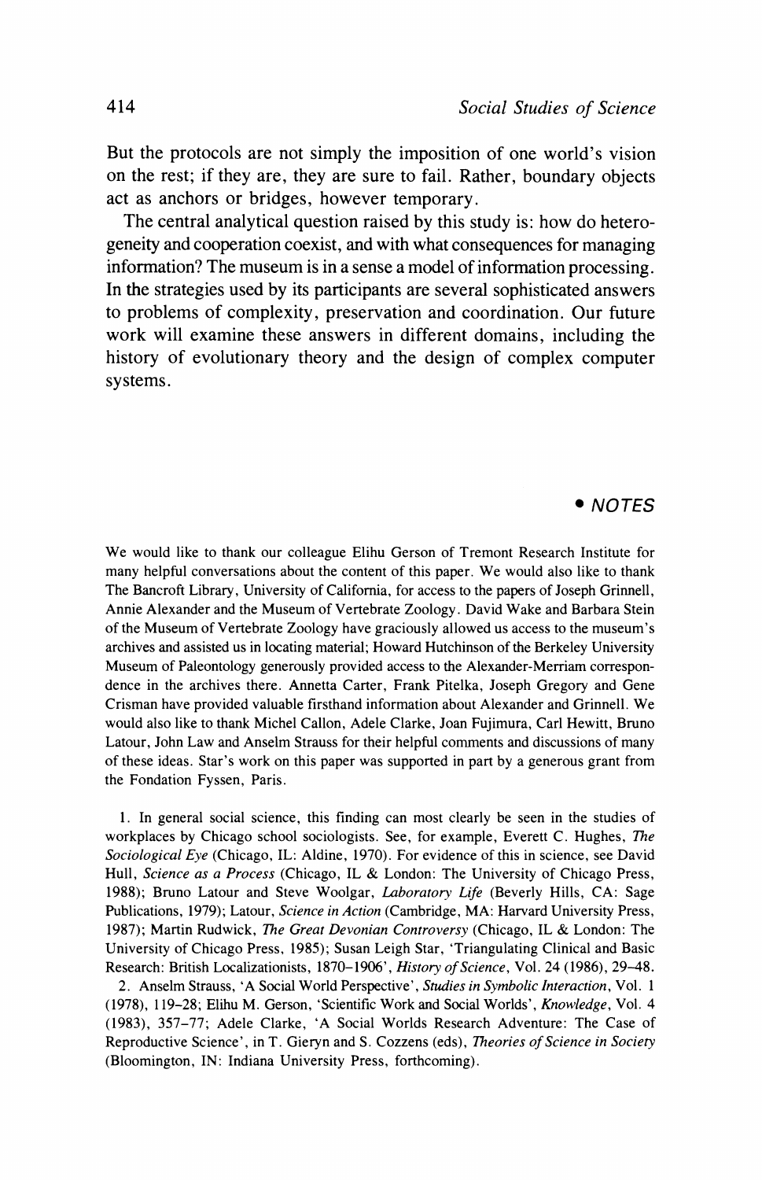But the protocols are not simply the imposition of one world's vision on the rest; if they are, they are sure to fail. Rather, boundary objects act as anchors or bridges, however temporary.

The central analytical question raised by this study is: how do heterogeneity and cooperation coexist, and with what consequences for managing information? The museum is in a sense a model of information processing. In the strategies used by its participants are several sophisticated answers to problems of complexity, preservation and coordination. Our future work will examine these answers in different domains, including the history of evolutionary theory and the design of complex computer systems.

## • *NOTES*

We would like to thank our colleague Elihu Gerson of Tremont Research Institute for many helpful conversations about the content of this paper. We would also like to thank The Bancroft Library, University of California, for access to the papers of Joseph Grinnell, Annie Alexander and the Museum of Vertebrate Zoology. David Wake and Barbara Stein of the Museum of Vertebrate Zoology have graciously allowed us access to the museum's archives and assisted us in locating material; Howard Hutchinson of the Berkeley University Museum of Paleontology generously provided access to the Alexander-Merriam correspondence in the archives there. Annetta Carter, Frank Pitelka, Joseph Gregory and Gene Crisman have provided valuable firsthand information about Alexander and Grinnell. We would also like to thank Michel Callon, Adele Clarke, Joan Fujimura, Carl Hewitt, Bruno Latour, John Law and Anselm Strauss for their helpful comments and discussions of many of these ideas. Star's work on this paper was supported in part by a generous grant from the Fondation Fyssen, Paris.

1. In general social science, this finding can most clearly be seen in the studies of workplaces by Chicago school sociologists. See, for example, Everett C. Hughes, *The Sociological Eye* (Chicago, IL: Aldine, 1970). For evidence of this in science, see David Hull, *Science as a Process* (Chicago, IL & London: The University of Chicago Press, 1988); Bruno Latour and Steve Woolgar, *Laboratory Life* (Beverly Hills, CA: Sage Publications, 1979); Latour, *Science in Action* (Cambridge, MA: Harvard University Press, 1987); Martin Rudwick, *The Great Devonian Controversy* (Chicago, IL & London: The University of Chicago Press, 1985); Susan Leigh Star, 'Triangulating Clinical and Basic Research: British Localizationists, 1870–1906', *History of Science*, Vol. 24 (1986), 29–48.

2. Anselm Strauss, 'A Social World Perspective', *Studies in Symbolic Interaction*, Vol. 1 (1978), 119–28; Elihu M. Gerson, 'Scientific Work and Social Worlds', *Knowledge*, Vol. 4 (1983), 357–77; Adele Clarke, 'A Social Worlds Research Adventure: The Case of Reproductive Science', in T. Gieryn and S. Cozzens (eds), *Theories of Science in Society* (Bloomington, IN: Indiana University Press, forthcoming).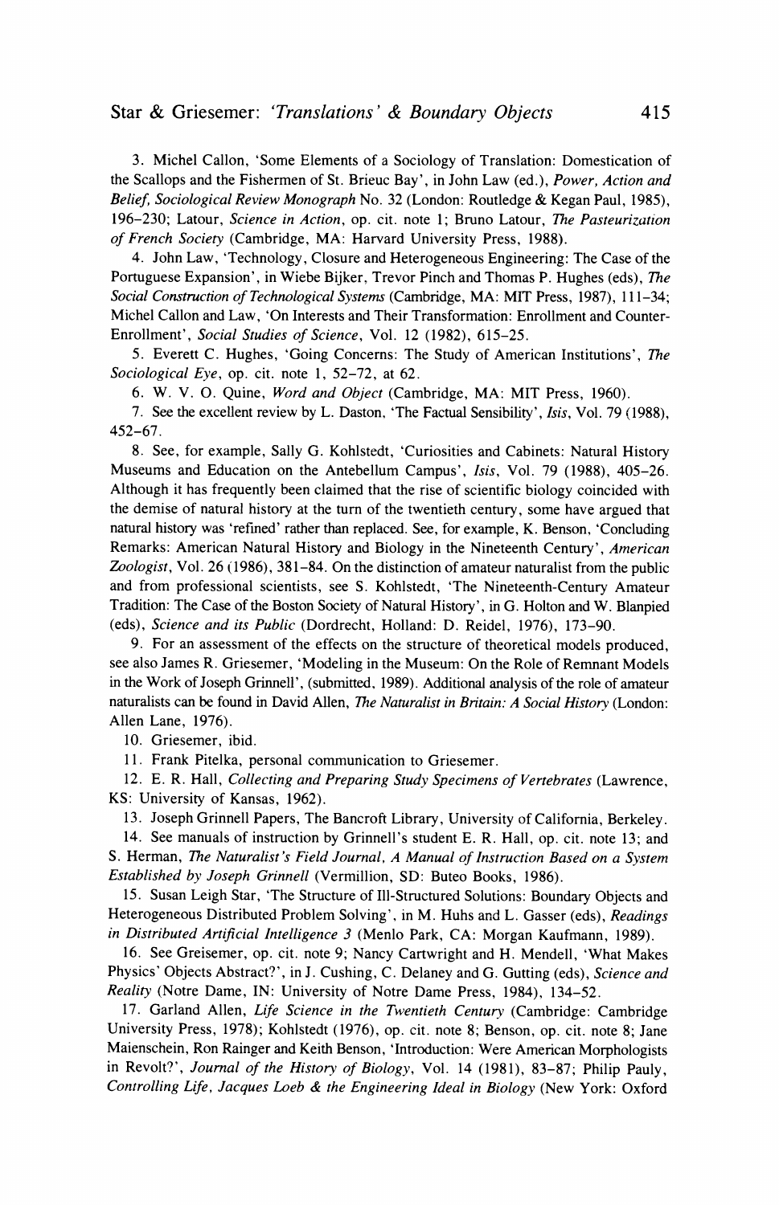3. Michel Callon, 'Some Elements of a Sociology of Translation: Domestication of the Scallops and the Fishermen of St. Brieuc Bay', in John Law (ed.), *Power, Action and Belief, Sociological Review Monograph* No. 32 (London: Routledge & Kegan Paul, 1985), 196–230; Latour, *Science in Action*, op. cit. note 1; Bruno Latour, *The Pasteurization of French Society* (Cambridge, MA: Harvard University Press, 1988).

4. John Law, 'Technology, Closure and Heterogeneous Engineering: The Case of the Portuguese Expansion', in Wiebe Bijker, Trevor Pinch and Thomas P. Hughes (eds), *The Social Construction of Technological Systems* (Cambridge, MA: MIT Press, 1987), 111–34; Michel Callon and Law, 'On Interests and Their Transformation: Enrollment and Counter-Enrollment', *Social Studies of Science*, Vol. 12 (1982), 615–25.

5. Everett C. Hughes, 'Going Concerns: The Study of American Institutions', *The Sociological Eye*, op. cit. note 1, 52–72, at 62.

6. W. V. O. Quine, *Word and Object* (Cambridge, MA: MIT Press, 1960).

7. See the excellent review by L. Daston, 'The Factual Sensibility', *Isis*, Vol. 79 (1988), 452–67.

8. See, for example, Sally G. Kohlstedt, 'Curiosities and Cabinets: Natural History Museums and Education on the Antebellum Campus', *Isis*, Vol. 79 (1988), 405–26. Although it has frequently been claimed that the rise of scientific biology coincided with the demise of natural history at the turn of the twentieth century, some have argued that natural history was 'refined' rather than replaced. See, for example, K. Benson, 'Concluding Remarks: American Natural History and Biology in the Nineteenth Century', *American Zoologist*, Vol. 26 (1986), 381–84. On the distinction of amateur naturalist from the public and from professional scientists, see S. Kohlstedt, 'The Nineteenth-Century Amateur Tradition: The Case of the Boston Society of Natural History', in G. Holton and W. Blanpied (eds), *Science and its Public* (Dordrecht, Holland: D. Reidel, 1976), 173–90.

9. For an assessment of the effects on the structure of theoretical models produced, see also James R. Griesemer, 'Modeling in the Museum: On the Role of Remnant Models in the Work of Joseph Grinnell', (submitted, 1989). Additional analysis of the role of amateur naturalists can be found in David Allen, *The Naturalist in Britain: A Social History* (London: Allen Lane, 1976).

10. Griesemer, ibid.

11. Frank Pitelka, personal communication to Griesemer.

12. E. R. Hall, *Collecting and Preparing Study Specimens of Vertebrates* (Lawrence, KS: University of Kansas, 1962).

13. Joseph Grinnell Papers, The Bancroft Library, University of California, Berkeley.

14. See manuals of instruction by Grinnell's student E. R. Hall, op. cit. note 13; and S. Herman, *The Naturalist's Field Journal, A Manual of Instruction Based on a System Established by Joseph Grinnell* (Vermillion, SD: Buteo Books, 1986).

15. Susan Leigh Star, 'The Structure of Ill-Structured Solutions: Boundary Objects and Heterogeneous Distributed Problem Solving', in M. Huhs and L. Gasser (eds), *Readings in Distributed Artificial Intelligence 3* (Menlo Park, CA: Morgan Kaufmann, 1989).

16. See Greisemer, op. cit. note 9; Nancy Cartwright and H. Mendell, 'What Makes Physics' Objects Abstract?', in J. Cushing, C. Delaney and G. Gutting (eds), *Science and Reality* (Notre Dame, IN: University of Notre Dame Press, 1984), 134–52.

17. Garland Allen, *Life Science in the Twentieth Century* (Cambridge: Cambridge University Press, 1978); Kohlstedt (1976), op. cit. note 8; Benson, op. cit. note 8; Jane Maienschein, Ron Rainger and Keith Benson, 'Introduction: Were American Morphologists in Revolt?', *Journal of the History of Biology*, Vol. 14 (1981), 83–87; Philip Pauly, *Controlling Life, Jacques Loeb & the Engineering Ideal in Biology* (New York: Oxford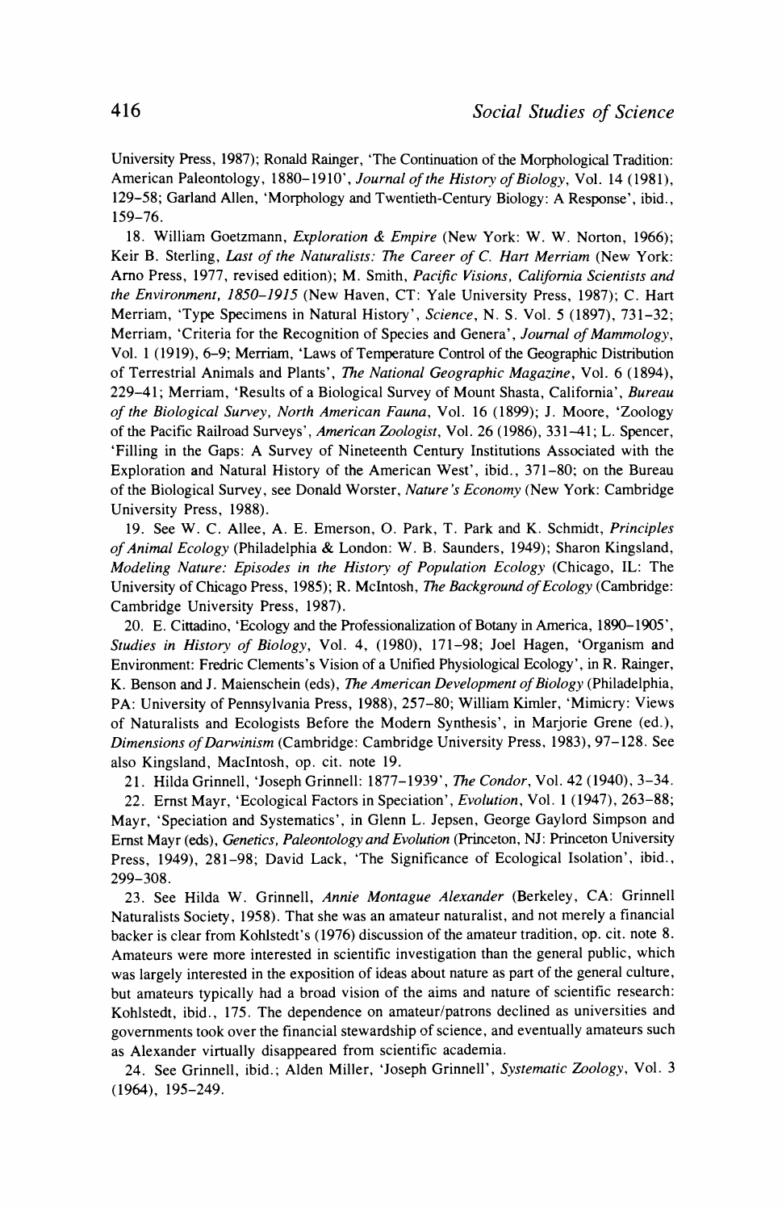University Press, 1987); Ronald Rainger, 'The Continuation of the Morphological Tradition: American Paleontology, 1880–1910', *Journal of the History of Biology*, Vol. 14 (1981), 129–58; Garland Allen, 'Morphology and Twentieth-Century Biology: A Response', ibid., 159–76.

18. William Goetzmann, *Exploration & Empire* (New York: W. W. Norton, 1966); Keir B. Sterling, *Last of the Naturalists: The Career of C. Hart Merriam* (New York: Arno Press, 1977, revised edition); M. Smith, *Pacific Visions, California Scientists and the Environment, 1850–1915* (New Haven, CT: Yale University Press, 1987); C. Hart Merriam, 'Type Specimens in Natural History', *Science*, N. S. Vol. 5 (1897), 731–32; Merriam, 'Criteria for the Recognition of Species and Genera', *Journal of Mammology*, Vol. 1 (1919), 6–9; Merriam, 'Laws of Temperature Control of the Geographic Distribution of Terrestrial Animals and Plants', *The National Geographic Magazine*, Vol. 6 (1894), 229–41; Merriam, 'Results of a Biological Survey of Mount Shasta, California', *Bureau of the Biological Survey, North American Fauna*, Vol. 16 (1899); J. Moore, 'Zoology of the Pacific Railroad Surveys', *American Zoologist*, Vol. 26 (1986), 331–41; L. Spencer, 'Filling in the Gaps: A Survey of Nineteenth Century Institutions Associated with the Exploration and Natural History of the American West', ibid., 371–80; on the Bureau of the Biological Survey, see Donald Worster, *Nature's Economy* (New York: Cambridge University Press, 1988).

19. See W. C. Allee, A. E. Emerson, O. Park, T. Park and K. Schmidt, *Principles of Animal Ecology* (Philadelphia & London: W. B. Saunders, 1949); Sharon Kingsland, *Modeling Nature: Episodes in the History of Population Ecology* (Chicago, IL: The University of Chicago Press, 1985); R. McIntosh, *The Background of Ecology* (Cambridge: Cambridge University Press, 1987).

20. E. Cittadino, 'Ecology and the Professionalization of Botany in America, 1890–1905', *Studies in History of Biology*, Vol. 4, (1980), 171–98; Joel Hagen, 'Organism and Environment: Fredric Clements's Vision of a Unified Physiological Ecology', in R. Rainger, K. Benson and J. Maienschein (eds), *The American Development of Biology* (Philadelphia, PA: University of Pennsylvania Press, 1988), 257–80; William Kimler, 'Mimicry: Views of Naturalists and Ecologists Before the Modern Synthesis', in Marjorie Grene (ed.), *Dimensions of Darwinism* (Cambridge: Cambridge University Press, 1983), 97–128. See also Kingsland, MacIntosh, op. cit. note 19.

21. Hilda Grinnell, 'Joseph Grinnell: 1877–1939', *The Condor*, Vol. 42 (1940), 3–34.

22. Ernst Mayr, 'Ecological Factors in Speciation', *Evolution*, Vol. 1 (1947), 263–88; Mayr, 'Speciation and Systematics', in Glenn L. Jepsen, George Gaylord Simpson and Ernst Mayr (eds), *Genetics, Paleontology and Evolution* (Princeton, NJ: Princeton University Press, 1949), 281–98; David Lack, 'The Significance of Ecological Isolation', ibid., 299–308.

23. See Hilda W. Grinnell, *Annie Montague Alexander* (Berkeley, CA: Grinnell Naturalists Society, 1958). That she was an amateur naturalist, and not merely a financial backer is clear from Kohlstedt's (1976) discussion of the amateur tradition, op. cit. note 8. Amateurs were more interested in scientific investigation than the general public, which was largely interested in the exposition of ideas about nature as part of the general culture, but amateurs typically had a broad vision of the aims and nature of scientific research: Kohlstedt, ibid., 175. The dependence on amateur/patrons declined as universities and governments took over the financial stewardship of science, and eventually amateurs such as Alexander virtually disappeared from scientific academia.

24. See Grinnell, ibid.; Alden Miller, 'Joseph Grinnell', *Systematic Zoology*, Vol. 3 (1964), 195–249.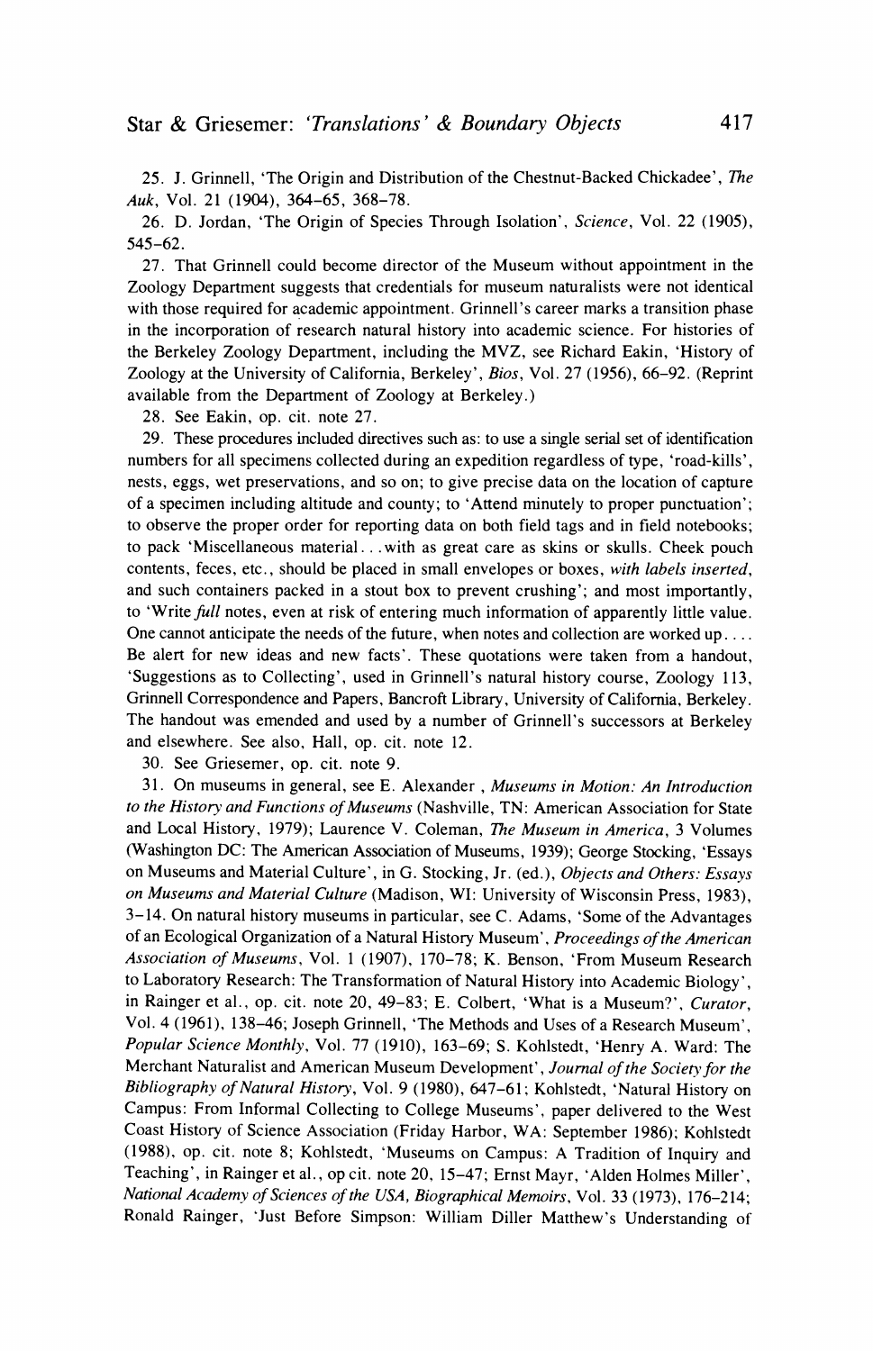25. J. Grinnell, 'The Origin and Distribution of the Chestnut-Backed Chickadee', *The Auk*, Vol. 21 (1904), 364–65, 368–78.

26. D. Jordan, 'The Origin of Species Through Isolation', *Science*, Vol. 22 (1905), 545–62.

27. That Grinnell could become director of the Museum without appointment in the Zoology Department suggests that credentials for museum naturalists were not identical with those required for academic appointment. Grinnell's career marks a transition phase in the incorporation of research natural history into academic science. For histories of the Berkeley Zoology Department, including the MVZ, see Richard Eakin, 'History of Zoology at the University of California, Berkeley', *Bios*, Vol. 27 (1956), 66–92. (Reprint available from the Department of Zoology at Berkeley.)

28. See Eakin, op. cit. note 27.

29. These procedures included directives such as: to use a single serial set of identification numbers for all specimens collected during an expedition regardless of type, 'road-kills', nests, eggs, wet preservations, and so on; to give precise data on the location of capture of a specimen including altitude and county; to 'Attend minutely to proper punctuation'; to observe the proper order for reporting data on both field tags and in field notebooks; to pack 'Miscellaneous material . . . with as great care as skins or skulls. Cheek pouch contents, feces, etc., should be placed in small envelopes or boxes, *with labels inserted*, and such containers packed in a stout box to prevent crushing'; and most importantly, to 'Write *full* notes, even at risk of entering much information of apparently little value. One cannot anticipate the needs of the future, when notes and collection are worked up. . . . Be alert for new ideas and new facts'. These quotations were taken from a handout, 'Suggestions as to Collecting', used in Grinnell's natural history course, Zoology 113, Grinnell Correspondence and Papers, Bancroft Library, University of California, Berkeley. The handout was emended and used by a number of Grinnell's successors at Berkeley and elsewhere. See also, Hall, op. cit. note 12.

30. See Griesemer, op. cit. note 9.

31. On museums in general, see E. Alexander , *Museums in Motion: An Introduction to the History and Functions of Museums* (Nashville, TN: American Association for State and Local History, 1979); Laurence V. Coleman, *The Museum in America*, 3 Volumes (Washington DC: The American Association of Museums, 1939); George Stocking, 'Essays on Museums and Material Culture', in G. Stocking, Jr. (ed.), *Objects and Others: Essays on Museums and Material Culture* (Madison, WI: University of Wisconsin Press, 1983), 3–14. On natural history museums in particular, see C. Adams, 'Some of the Advantages of an Ecological Organization of a Natural History Museum', *Proceedings of the American Association of Museums*, Vol. 1 (1907), 170–78; K. Benson, 'From Museum Research to Laboratory Research: The Transformation of Natural History into Academic Biology', in Rainger et al., op. cit. note 20, 49–83; E. Colbert, 'What is a Museum?', *Curator*, Vol. 4 (1961), 138–46; Joseph Grinnell, 'The Methods and Uses of a Research Museum', *Popular Science Monthly*, Vol. 77 (1910), 163–69; S. Kohlstedt, 'Henry A. Ward: The Merchant Naturalist and American Museum Development', *Journal of the Society for the Bibliography of Natural History*, Vol. 9 (1980), 647–61; Kohlstedt, 'Natural History on Campus: From Informal Collecting to College Museums', paper delivered to the West Coast History of Science Association (Friday Harbor, WA: September 1986); Kohlstedt (1988), op. cit. note 8; Kohlstedt, 'Museums on Campus: A Tradition of Inquiry and Teaching', in Rainger et al., op cit. note 20, 15–47; Ernst Mayr, 'Alden Holmes Miller', *National Academy of Sciences of the USA, Biographical Memoirs*, Vol. 33 (1973), 176–214; Ronald Rainger, 'Just Before Simpson: William Diller Matthew's Understanding of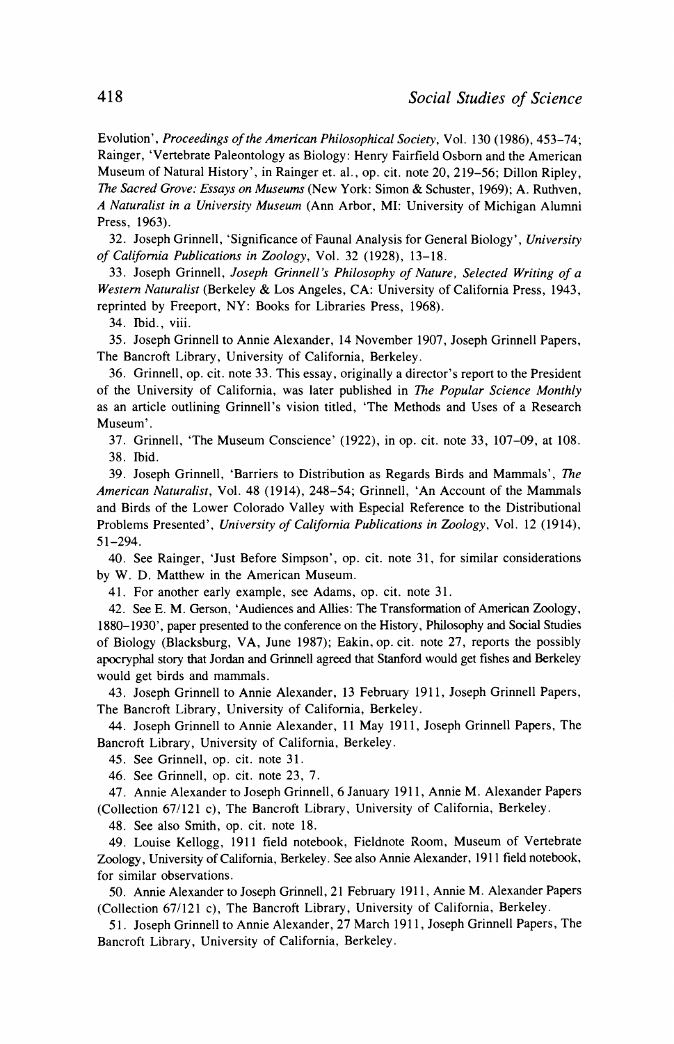Evolution', *Proceedings of the American Philosophical Society*, Vol. 130 (1986), 453–74; Rainger, 'Vertebrate Paleontology as Biology: Henry Fairfield Osborn and the American Museum of Natural History', in Rainger et. al., op. cit. note 20, 219–56; Dillon Ripley, *The Sacred Grove: Essays on Museums* (New York: Simon & Schuster, 1969); A. Ruthven, *A Naturalist in a University Museum* (Ann Arbor, MI: University of Michigan Alumni Press, 1963).

32. Joseph Grinnell, 'Significance of Faunal Analysis for General Biology', *University of California Publications in Zoology*, Vol. 32 (1928), 13–18.

33. Joseph Grinnell, *Joseph Grinnell's Philosophy of Nature, Selected Writing of a Western Naturalist* (Berkeley & Los Angeles, CA: University of California Press, 1943, reprinted by Freeport, NY: Books for Libraries Press, 1968).

34. Ibid., viii.

35. Joseph Grinnell to Annie Alexander, 14 November 1907, Joseph Grinnell Papers, The Bancroft Library, University of California, Berkeley.

36. Grinnell, op. cit. note 33. This essay, originally a director's report to the President of the University of California, was later published in *The Popular Science Monthly* as an article outlining Grinnell's vision titled, 'The Methods and Uses of a Research Museum'.

37. Grinnell, 'The Museum Conscience' (1922), in op. cit. note 33, 107–09, at 108.

38. Ibid.

39. Joseph Grinnell, 'Barriers to Distribution as Regards Birds and Mammals', *The American Naturalist*, Vol. 48 (1914), 248–54; Grinnell, 'An Account of the Mammals and Birds of the Lower Colorado Valley with Especial Reference to the Distributional Problems Presented', *University of California Publications in Zoology*, Vol. 12 (1914), 51–294.

40. See Rainger, 'Just Before Simpson', op. cit. note 31, for similar considerations by W. D. Matthew in the American Museum.

41. For another early example, see Adams, op. cit. note 31.

42. See E. M. Gerson, 'Audiences and Allies: The Transformation of American Zoology, 1880–1930', paper presented to the conference on the History, Philosophy and Social Studies of Biology (Blacksburg, VA, June 1987); Eakin, op. cit. note 27, reports the possibly apocryphal story that Jordan and Grinnell agreed that Stanford would get fishes and Berkeley would get birds and mammals.

43. Joseph Grinnell to Annie Alexander, 13 February 1911, Joseph Grinnell Papers, The Bancroft Library, University of California, Berkeley.

44. Joseph Grinnell to Annie Alexander, 11 May 1911, Joseph Grinnell Papers, The Bancroft Library, University of California, Berkeley.

45. See Grinnell, op. cit. note 31.

46. See Grinnell, op. cit. note 23, 7.

47. Annie Alexander to Joseph Grinnell, 6 January 1911, Annie M. Alexander Papers (Collection 67/121 c), The Bancroft Library, University of California, Berkeley.

48. See also Smith, op. cit. note 18.

49. Louise Kellogg, 1911 field notebook, Fieldnote Room, Museum of Vertebrate Zoology, University of California, Berkeley. See also Annie Alexander, 1911 field notebook, for similar observations.

50. Annie Alexander to Joseph Grinnell, 21 February 1911, Annie M. Alexander Papers (Collection 67/121 c), The Bancroft Library, University of California, Berkeley.

51. Joseph Grinnell to Annie Alexander, 27 March 1911, Joseph Grinnell Papers, The Bancroft Library, University of California, Berkeley.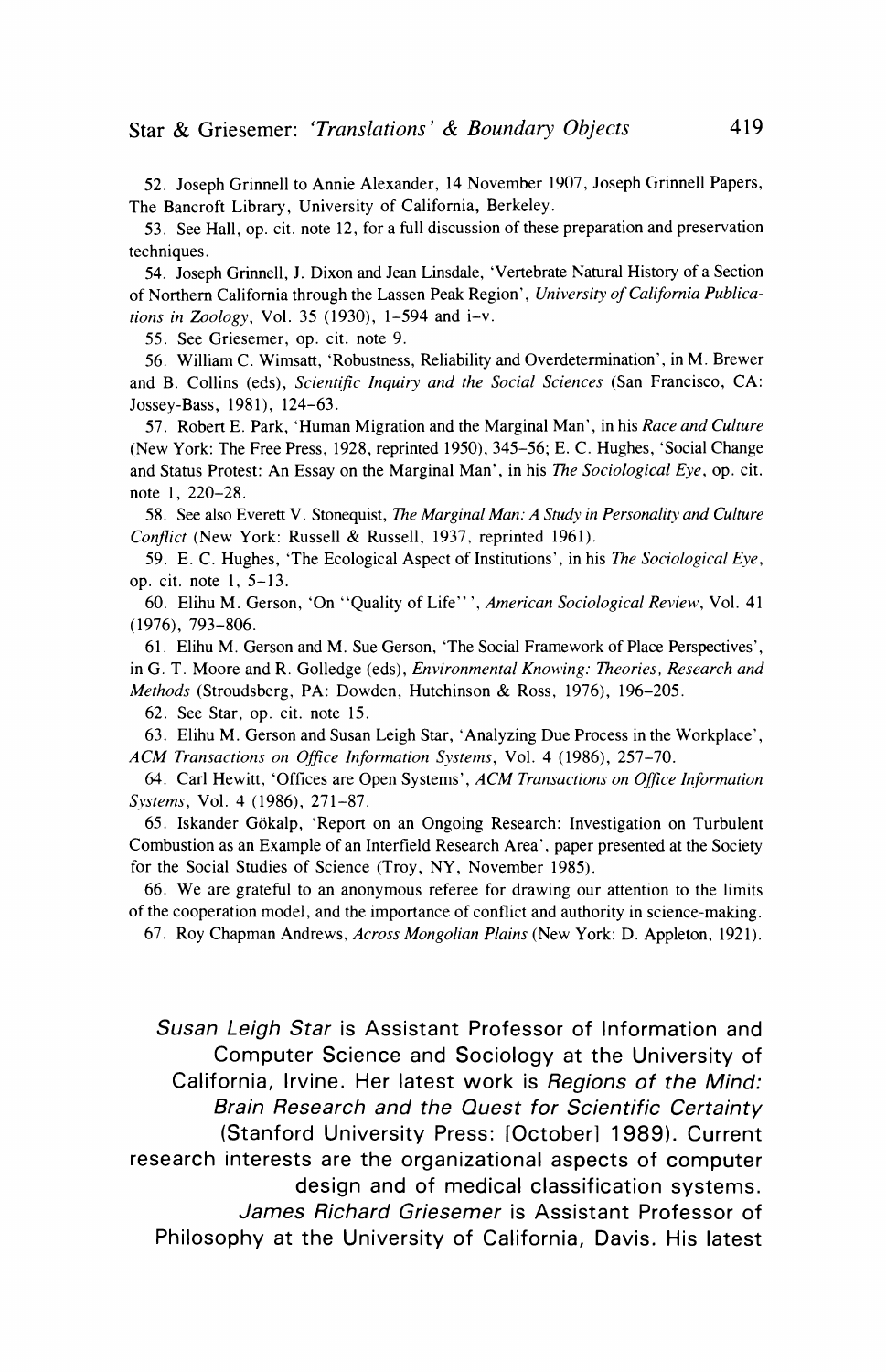52. Joseph Grinnell to Annie Alexander, 14 November 1907, Joseph Grinnell Papers, The Bancroft Library, University of California, Berkeley.

53. See Hall, op. cit. note 12, for a full discussion of these preparation and preservation techniques.

54. Joseph Grinnell, J. Dixon and Jean Linsdale, 'Vertebrate Natural History of a Section of Northern California through the Lassen Peak Region', *University of California Publications in Zoology*, Vol. 35 (1930), 1–594 and i–v.

55. See Griesemer, op. cit. note 9.

56. William C. Wimsatt, 'Robustness, Reliability and Overdetermination', in M. Brewer and B. Collins (eds), *Scientific Inquiry and the Social Sciences* (San Francisco, CA: Jossey-Bass, 1981), 124–63.

57. Robert E. Park, 'Human Migration and the Marginal Man', in his *Race and Culture* (New York: The Free Press, 1928, reprinted 1950), 345–56; E. C. Hughes, 'Social Change and Status Protest: An Essay on the Marginal Man', in his *The Sociological Eye*, op. cit. note 1, 220–28.

58. See also Everett V. Stonequist, *The Marginal Man: A Study in Personality and Culture Conflict* (New York: Russell & Russell, 1937, reprinted 1961).

59. E. C. Hughes, 'The Ecological Aspect of Institutions', in his *The Sociological Eye*, op. cit. note 1, 5–13.

60. Elihu M. Gerson, 'On "Quality of Life"', *American Sociological Review*, Vol. 41 (1976), 793–806.

61. Elihu M. Gerson and M. Sue Gerson, 'The Social Framework of Place Perspectives', in G. T. Moore and R. Golledge (eds), *Environmental Knowing: Theories, Research and Methods* (Stroudsberg, PA: Dowden, Hutchinson & Ross, 1976), 196–205.

62. See Star, op. cit. note 15.

63. Elihu M. Gerson and Susan Leigh Star, 'Analyzing Due Process in the Workplace', *ACM Transactions on Office Information Systems*, Vol. 4 (1986), 257–70.

64. Carl Hewitt, 'Offices are Open Systems', *ACM Transactions on Office Information Systems*, Vol. 4 (1986), 271–87.

65. Iskander Gökalp, 'Report on an Ongoing Research: Investigation on Turbulent Combustion as an Example of an Interfield Research Area', paper presented at the Society for the Social Studies of Science (Troy, NY, November 1985).

66. We are grateful to an anonymous referee for drawing our attention to the limits of the cooperation model, and the importance of conflict and authority in science-making.

67. Roy Chapman Andrews, *Across Mongolian Plains* (New York: D. Appleton, 1921).

*Susan Leigh Star* is Assistant Professor of Information and Computer Science and Sociology at the University of California, Irvine. Her latest work is *Regions of the Mind: Brain Research and the Quest for Scientific Certainty* (Stanford University Press: [October] 1989). Current research interests are the organizational aspects of computer design and of medical classification systems.

*James Richard Griesemer* is Assistant Professor of Philosophy at the University of California, Davis. His latest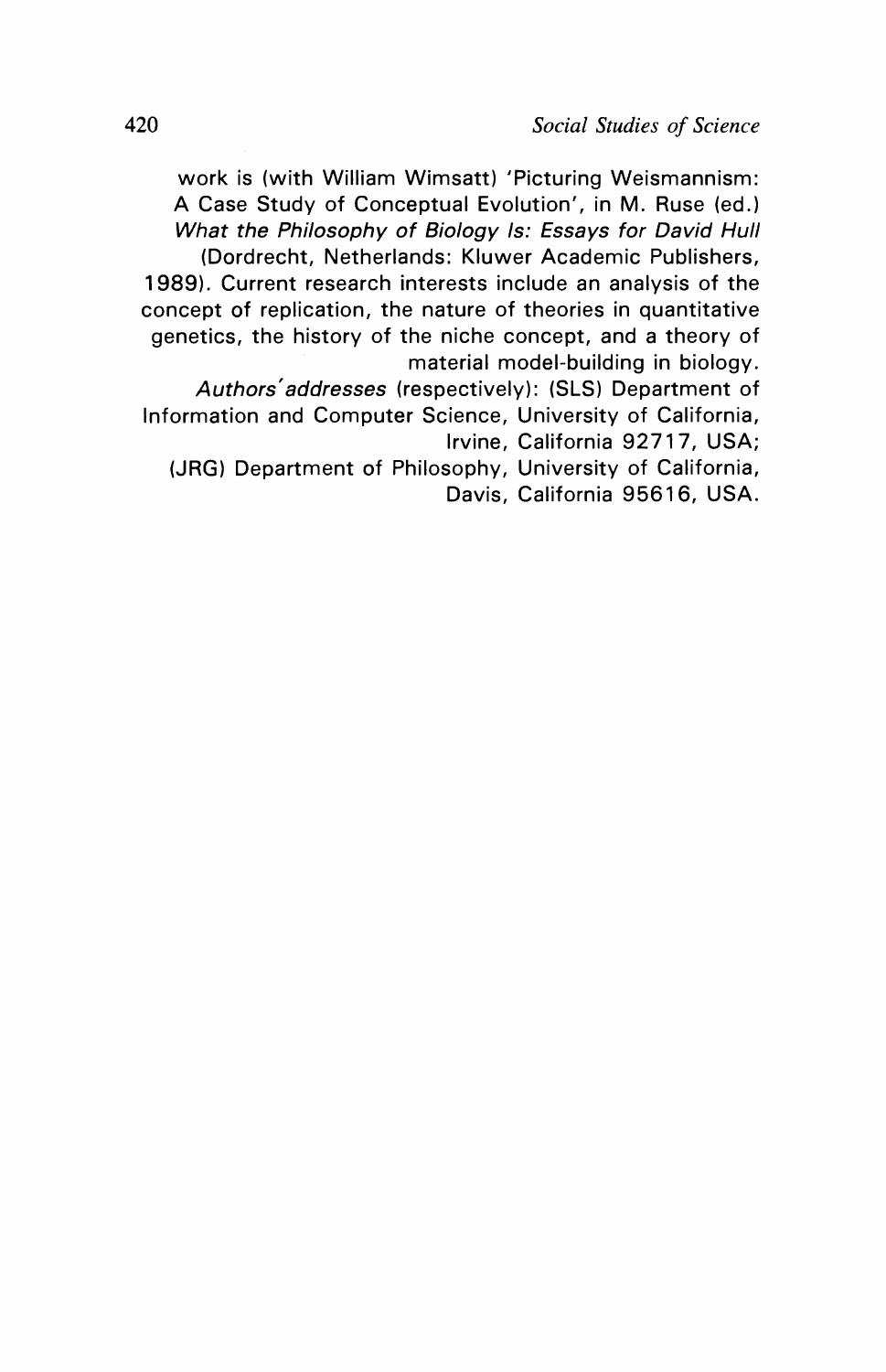work is (with William Wimsatt) 'Picturing Weismannism: A Case Study of Conceptual Evolution', in M. Ruse (ed.) *What the Philosophy of Biology Is: Essays for David Hull* (Dordrecht, Netherlands: Kluwer Academic Publishers, 1989). Current research interests include an analysis of the concept of replication, the nature of theories in quantitative genetics, the history of the niche concept, and a theory of material model-building in biology.

*Authors' addresses* (respectively): (SLS) Department of Information and Computer Science, University of California, Irvine, California 92717, USA;
(JRG) Department of Philosophy, University of California, Davis, California 95616, USA.